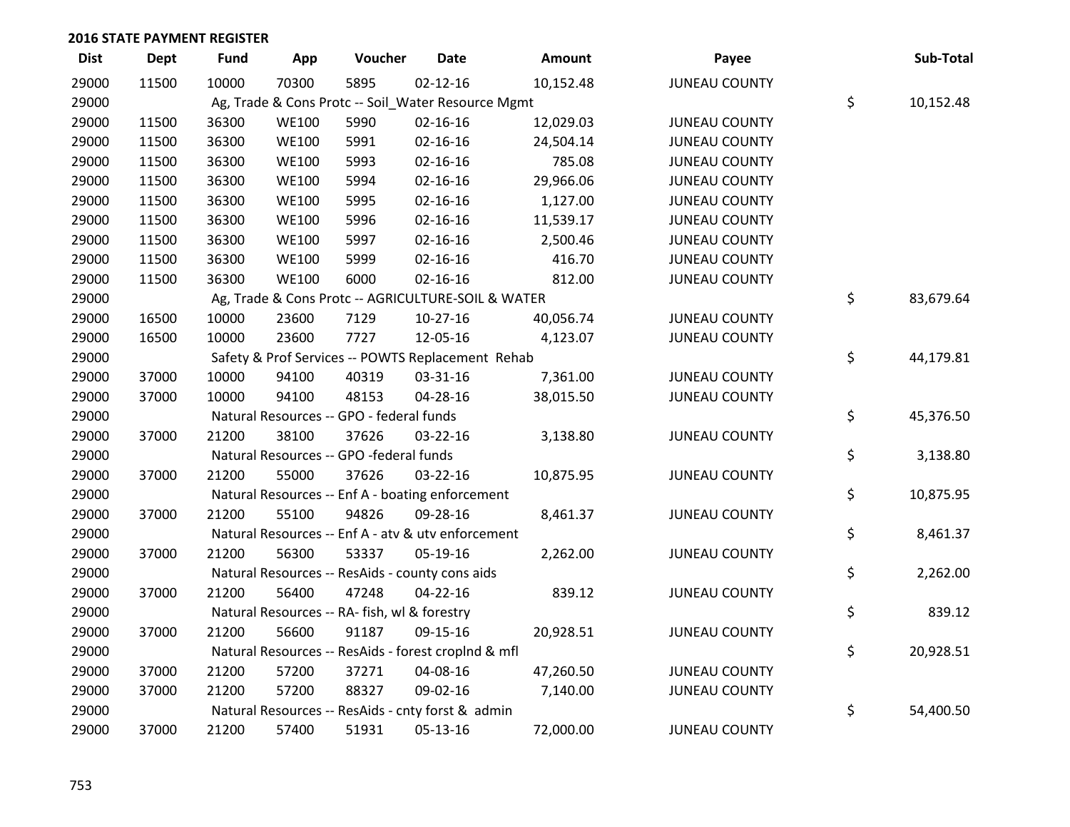## 2016 STATE PAYMENT REGISTER

| Dist | Dept | Fund | App | Voucher | Date | Amount | Payee | Sub-Total |
|---|---|---|---|---|---|---|---|---|
| 29000 | 11500 | 10000 | 70300 | 5895 | 02-12-16 | 10,152.48 | JUNEAU COUNTY | |
| 29000 | | Ag, Trade & Cons Protc -- Soil_Water Resource Mgmt | | | | | | $ 10,152.48 |
| 29000 | 11500 | 36300 | WE100 | 5990 | 02-16-16 | 12,029.03 | JUNEAU COUNTY | |
| 29000 | 11500 | 36300 | WE100 | 5991 | 02-16-16 | 24,504.14 | JUNEAU COUNTY | |
| 29000 | 11500 | 36300 | WE100 | 5993 | 02-16-16 | 785.08 | JUNEAU COUNTY | |
| 29000 | 11500 | 36300 | WE100 | 5994 | 02-16-16 | 29,966.06 | JUNEAU COUNTY | |
| 29000 | 11500 | 36300 | WE100 | 5995 | 02-16-16 | 1,127.00 | JUNEAU COUNTY | |
| 29000 | 11500 | 36300 | WE100 | 5996 | 02-16-16 | 11,539.17 | JUNEAU COUNTY | |
| 29000 | 11500 | 36300 | WE100 | 5997 | 02-16-16 | 2,500.46 | JUNEAU COUNTY | |
| 29000 | 11500 | 36300 | WE100 | 5999 | 02-16-16 | 416.70 | JUNEAU COUNTY | |
| 29000 | 11500 | 36300 | WE100 | 6000 | 02-16-16 | 812.00 | JUNEAU COUNTY | |
| 29000 | | Ag, Trade & Cons Protc -- AGRICULTURE-SOIL & WATER | | | | | | $ 83,679.64 |
| 29000 | 16500 | 10000 | 23600 | 7129 | 10-27-16 | 40,056.74 | JUNEAU COUNTY | |
| 29000 | 16500 | 10000 | 23600 | 7727 | 12-05-16 | 4,123.07 | JUNEAU COUNTY | |
| 29000 | | Safety & Prof Services -- POWTS Replacement Rehab | | | | | | $ 44,179.81 |
| 29000 | 37000 | 10000 | 94100 | 40319 | 03-31-16 | 7,361.00 | JUNEAU COUNTY | |
| 29000 | 37000 | 10000 | 94100 | 48153 | 04-28-16 | 38,015.50 | JUNEAU COUNTY | |
| 29000 | | Natural Resources -- GPO - federal funds | | | | | | $ 45,376.50 |
| 29000 | 37000 | 21200 | 38100 | 37626 | 03-22-16 | 3,138.80 | JUNEAU COUNTY | |
| 29000 | | Natural Resources -- GPO -federal funds | | | | | | $ 3,138.80 |
| 29000 | 37000 | 21200 | 55000 | 37626 | 03-22-16 | 10,875.95 | JUNEAU COUNTY | |
| 29000 | | Natural Resources -- Enf A - boating enforcement | | | | | | $ 10,875.95 |
| 29000 | 37000 | 21200 | 55100 | 94826 | 09-28-16 | 8,461.37 | JUNEAU COUNTY | |
| 29000 | | Natural Resources -- Enf A - atv & utv enforcement | | | | | | $ 8,461.37 |
| 29000 | 37000 | 21200 | 56300 | 53337 | 05-19-16 | 2,262.00 | JUNEAU COUNTY | |
| 29000 | | Natural Resources -- ResAids - county cons aids | | | | | | $ 2,262.00 |
| 29000 | 37000 | 21200 | 56400 | 47248 | 04-22-16 | 839.12 | JUNEAU COUNTY | |
| 29000 | | Natural Resources -- RA- fish, wl & forestry | | | | | | $ 839.12 |
| 29000 | 37000 | 21200 | 56600 | 91187 | 09-15-16 | 20,928.51 | JUNEAU COUNTY | |
| 29000 | | Natural Resources -- ResAids - forest croplnd & mfl | | | | | | $ 20,928.51 |
| 29000 | 37000 | 21200 | 57200 | 37271 | 04-08-16 | 47,260.50 | JUNEAU COUNTY | |
| 29000 | 37000 | 21200 | 57200 | 88327 | 09-02-16 | 7,140.00 | JUNEAU COUNTY | |
| 29000 | | Natural Resources -- ResAids - cnty forst & admin | | | | | | $ 54,400.50 |
| 29000 | 37000 | 21200 | 57400 | 51931 | 05-13-16 | 72,000.00 | JUNEAU COUNTY | |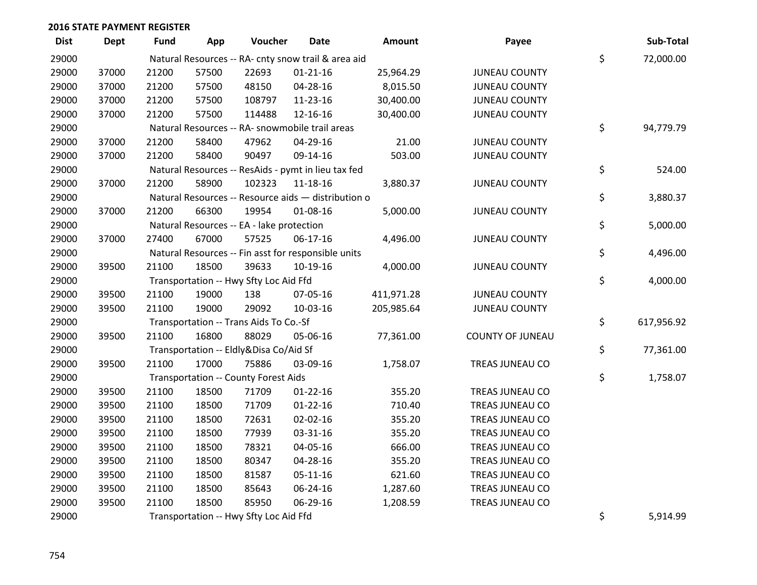## 2016 STATE PAYMENT REGISTER

| Dist | Dept | Fund | App | Voucher | Date | Amount | Payee | Sub-Total |
|---|---|---|---|---|---|---|---|---|
| 29000 | | Natural Resources -- RA- cnty snow trail & area aid | | | | | | $ 72,000.00 |
| 29000 | 37000 | 21200 | 57500 | 22693 | 01-21-16 | 25,964.29 | JUNEAU COUNTY | |
| 29000 | 37000 | 21200 | 57500 | 48150 | 04-28-16 | 8,015.50 | JUNEAU COUNTY | |
| 29000 | 37000 | 21200 | 57500 | 108797 | 11-23-16 | 30,400.00 | JUNEAU COUNTY | |
| 29000 | 37000 | 21200 | 57500 | 114488 | 12-16-16 | 30,400.00 | JUNEAU COUNTY | |
| 29000 | | Natural Resources -- RA- snowmobile trail areas | | | | | | $ 94,779.79 |
| 29000 | 37000 | 21200 | 58400 | 47962 | 04-29-16 | 21.00 | JUNEAU COUNTY | |
| 29000 | 37000 | 21200 | 58400 | 90497 | 09-14-16 | 503.00 | JUNEAU COUNTY | |
| 29000 | | Natural Resources -- ResAids - pymt in lieu tax fed | | | | | | $ 524.00 |
| 29000 | 37000 | 21200 | 58900 | 102323 | 11-18-16 | 3,880.37 | JUNEAU COUNTY | |
| 29000 | | Natural Resources -- Resource aids — distribution o | | | | | | $ 3,880.37 |
| 29000 | 37000 | 21200 | 66300 | 19954 | 01-08-16 | 5,000.00 | JUNEAU COUNTY | |
| 29000 | | Natural Resources -- EA - lake protection | | | | | | $ 5,000.00 |
| 29000 | 37000 | 27400 | 67000 | 57525 | 06-17-16 | 4,496.00 | JUNEAU COUNTY | |
| 29000 | | Natural Resources -- Fin asst for responsible units | | | | | | $ 4,496.00 |
| 29000 | 39500 | 21100 | 18500 | 39633 | 10-19-16 | 4,000.00 | JUNEAU COUNTY | |
| 29000 | | Transportation -- Hwy Sfty Loc Aid Ffd | | | | | | $ 4,000.00 |
| 29000 | 39500 | 21100 | 19000 | 138 | 07-05-16 | 411,971.28 | JUNEAU COUNTY | |
| 29000 | 39500 | 21100 | 19000 | 29092 | 10-03-16 | 205,985.64 | JUNEAU COUNTY | |
| 29000 | | Transportation -- Trans Aids To Co.-Sf | | | | | | $ 617,956.92 |
| 29000 | 39500 | 21100 | 16800 | 88029 | 05-06-16 | 77,361.00 | COUNTY OF JUNEAU | |
| 29000 | | Transportation -- Eldly&Disa Co/Aid Sf | | | | | | $ 77,361.00 |
| 29000 | 39500 | 21100 | 17000 | 75886 | 03-09-16 | 1,758.07 | TREAS JUNEAU CO | |
| 29000 | | Transportation -- County Forest Aids | | | | | | $ 1,758.07 |
| 29000 | 39500 | 21100 | 18500 | 71709 | 01-22-16 | 355.20 | TREAS JUNEAU CO | |
| 29000 | 39500 | 21100 | 18500 | 71709 | 01-22-16 | 710.40 | TREAS JUNEAU CO | |
| 29000 | 39500 | 21100 | 18500 | 72631 | 02-02-16 | 355.20 | TREAS JUNEAU CO | |
| 29000 | 39500 | 21100 | 18500 | 77939 | 03-31-16 | 355.20 | TREAS JUNEAU CO | |
| 29000 | 39500 | 21100 | 18500 | 78321 | 04-05-16 | 666.00 | TREAS JUNEAU CO | |
| 29000 | 39500 | 21100 | 18500 | 80347 | 04-28-16 | 355.20 | TREAS JUNEAU CO | |
| 29000 | 39500 | 21100 | 18500 | 81587 | 05-11-16 | 621.60 | TREAS JUNEAU CO | |
| 29000 | 39500 | 21100 | 18500 | 85643 | 06-24-16 | 1,287.60 | TREAS JUNEAU CO | |
| 29000 | 39500 | 21100 | 18500 | 85950 | 06-29-16 | 1,208.59 | TREAS JUNEAU CO | |
| 29000 | | Transportation -- Hwy Sfty Loc Aid Ffd | | | | | | $ 5,914.99 |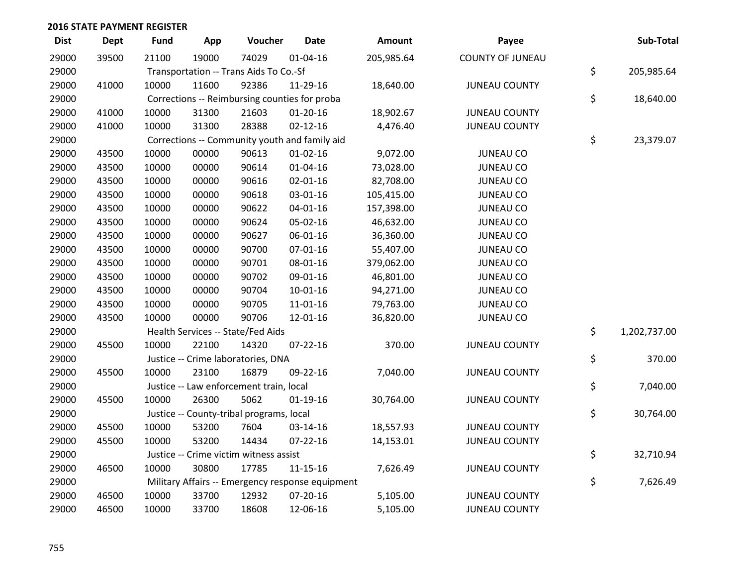## 2016 STATE PAYMENT REGISTER

| Dist | Dept | Fund | App | Voucher | Date | Amount | Payee | Sub-Total |
|---|---|---|---|---|---|---|---|---|
| 29000 | 39500 | 21100 | 19000 | 74029 | 01-04-16 | 205,985.64 | COUNTY OF JUNEAU | |
| 29000 | | Transportation -- Trans Aids To Co.-Sf | | | | | | $ 205,985.64 |
| 29000 | 41000 | 10000 | 11600 | 92386 | 11-29-16 | 18,640.00 | JUNEAU COUNTY | |
| 29000 | | Corrections -- Reimbursing counties for proba | | | | | | $ 18,640.00 |
| 29000 | 41000 | 10000 | 31300 | 21603 | 01-20-16 | 18,902.67 | JUNEAU COUNTY | |
| 29000 | 41000 | 10000 | 31300 | 28388 | 02-12-16 | 4,476.40 | JUNEAU COUNTY | |
| 29000 | | Corrections -- Community youth and family aid | | | | | | $ 23,379.07 |
| 29000 | 43500 | 10000 | 00000 | 90613 | 01-02-16 | 9,072.00 | JUNEAU CO | |
| 29000 | 43500 | 10000 | 00000 | 90614 | 01-04-16 | 73,028.00 | JUNEAU CO | |
| 29000 | 43500 | 10000 | 00000 | 90616 | 02-01-16 | 82,708.00 | JUNEAU CO | |
| 29000 | 43500 | 10000 | 00000 | 90618 | 03-01-16 | 105,415.00 | JUNEAU CO | |
| 29000 | 43500 | 10000 | 00000 | 90622 | 04-01-16 | 157,398.00 | JUNEAU CO | |
| 29000 | 43500 | 10000 | 00000 | 90624 | 05-02-16 | 46,632.00 | JUNEAU CO | |
| 29000 | 43500 | 10000 | 00000 | 90627 | 06-01-16 | 36,360.00 | JUNEAU CO | |
| 29000 | 43500 | 10000 | 00000 | 90700 | 07-01-16 | 55,407.00 | JUNEAU CO | |
| 29000 | 43500 | 10000 | 00000 | 90701 | 08-01-16 | 379,062.00 | JUNEAU CO | |
| 29000 | 43500 | 10000 | 00000 | 90702 | 09-01-16 | 46,801.00 | JUNEAU CO | |
| 29000 | 43500 | 10000 | 00000 | 90704 | 10-01-16 | 94,271.00 | JUNEAU CO | |
| 29000 | 43500 | 10000 | 00000 | 90705 | 11-01-16 | 79,763.00 | JUNEAU CO | |
| 29000 | 43500 | 10000 | 00000 | 90706 | 12-01-16 | 36,820.00 | JUNEAU CO | |
| 29000 | | Health Services -- State/Fed Aids | | | | | | $ 1,202,737.00 |
| 29000 | 45500 | 10000 | 22100 | 14320 | 07-22-16 | 370.00 | JUNEAU COUNTY | |
| 29000 | | Justice -- Crime laboratories, DNA | | | | | | $ 370.00 |
| 29000 | 45500 | 10000 | 23100 | 16879 | 09-22-16 | 7,040.00 | JUNEAU COUNTY | |
| 29000 | | Justice -- Law enforcement train, local | | | | | | $ 7,040.00 |
| 29000 | 45500 | 10000 | 26300 | 5062 | 01-19-16 | 30,764.00 | JUNEAU COUNTY | |
| 29000 | | Justice -- County-tribal programs, local | | | | | | $ 30,764.00 |
| 29000 | 45500 | 10000 | 53200 | 7604 | 03-14-16 | 18,557.93 | JUNEAU COUNTY | |
| 29000 | 45500 | 10000 | 53200 | 14434 | 07-22-16 | 14,153.01 | JUNEAU COUNTY | |
| 29000 | | Justice -- Crime victim witness assist | | | | | | $ 32,710.94 |
| 29000 | 46500 | 10000 | 30800 | 17785 | 11-15-16 | 7,626.49 | JUNEAU COUNTY | |
| 29000 | | Military Affairs -- Emergency response equipment | | | | | | $ 7,626.49 |
| 29000 | 46500 | 10000 | 33700 | 12932 | 07-20-16 | 5,105.00 | JUNEAU COUNTY | |
| 29000 | 46500 | 10000 | 33700 | 18608 | 12-06-16 | 5,105.00 | JUNEAU COUNTY | |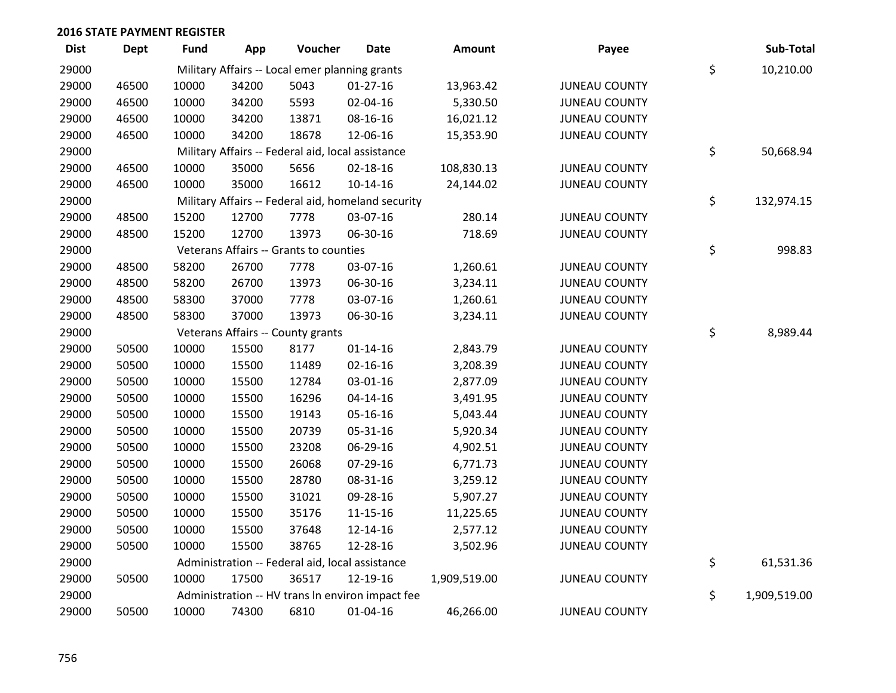**2016 STATE PAYMENT REGISTER**

| Dist | Dept | Fund | App | Voucher | Date | Amount | Payee | | Sub-Total |
|---|---|---|---|---|---|---|---|---|---|
| 29000 | | Military Affairs -- Local emer planning grants | | | | | | $ | 10,210.00 |
| 29000 | 46500 | 10000 | 34200 | 5043 | 01-27-16 | 13,963.42 | JUNEAU COUNTY | | |
| 29000 | 46500 | 10000 | 34200 | 5593 | 02-04-16 | 5,330.50 | JUNEAU COUNTY | | |
| 29000 | 46500 | 10000 | 34200 | 13871 | 08-16-16 | 16,021.12 | JUNEAU COUNTY | | |
| 29000 | 46500 | 10000 | 34200 | 18678 | 12-06-16 | 15,353.90 | JUNEAU COUNTY | | |
| 29000 | | Military Affairs -- Federal aid, local assistance | | | | | | $ | 50,668.94 |
| 29000 | 46500 | 10000 | 35000 | 5656 | 02-18-16 | 108,830.13 | JUNEAU COUNTY | | |
| 29000 | 46500 | 10000 | 35000 | 16612 | 10-14-16 | 24,144.02 | JUNEAU COUNTY | | |
| 29000 | | Military Affairs -- Federal aid, homeland security | | | | | | $ | 132,974.15 |
| 29000 | 48500 | 15200 | 12700 | 7778 | 03-07-16 | 280.14 | JUNEAU COUNTY | | |
| 29000 | 48500 | 15200 | 12700 | 13973 | 06-30-16 | 718.69 | JUNEAU COUNTY | | |
| 29000 | | Veterans Affairs -- Grants to counties | | | | | | $ | 998.83 |
| 29000 | 48500 | 58200 | 26700 | 7778 | 03-07-16 | 1,260.61 | JUNEAU COUNTY | | |
| 29000 | 48500 | 58200 | 26700 | 13973 | 06-30-16 | 3,234.11 | JUNEAU COUNTY | | |
| 29000 | 48500 | 58300 | 37000 | 7778 | 03-07-16 | 1,260.61 | JUNEAU COUNTY | | |
| 29000 | 48500 | 58300 | 37000 | 13973 | 06-30-16 | 3,234.11 | JUNEAU COUNTY | | |
| 29000 | | Veterans Affairs -- County grants | | | | | | $ | 8,989.44 |
| 29000 | 50500 | 10000 | 15500 | 8177 | 01-14-16 | 2,843.79 | JUNEAU COUNTY | | |
| 29000 | 50500 | 10000 | 15500 | 11489 | 02-16-16 | 3,208.39 | JUNEAU COUNTY | | |
| 29000 | 50500 | 10000 | 15500 | 12784 | 03-01-16 | 2,877.09 | JUNEAU COUNTY | | |
| 29000 | 50500 | 10000 | 15500 | 16296 | 04-14-16 | 3,491.95 | JUNEAU COUNTY | | |
| 29000 | 50500 | 10000 | 15500 | 19143 | 05-16-16 | 5,043.44 | JUNEAU COUNTY | | |
| 29000 | 50500 | 10000 | 15500 | 20739 | 05-31-16 | 5,920.34 | JUNEAU COUNTY | | |
| 29000 | 50500 | 10000 | 15500 | 23208 | 06-29-16 | 4,902.51 | JUNEAU COUNTY | | |
| 29000 | 50500 | 10000 | 15500 | 26068 | 07-29-16 | 6,771.73 | JUNEAU COUNTY | | |
| 29000 | 50500 | 10000 | 15500 | 28780 | 08-31-16 | 3,259.12 | JUNEAU COUNTY | | |
| 29000 | 50500 | 10000 | 15500 | 31021 | 09-28-16 | 5,907.27 | JUNEAU COUNTY | | |
| 29000 | 50500 | 10000 | 15500 | 35176 | 11-15-16 | 11,225.65 | JUNEAU COUNTY | | |
| 29000 | 50500 | 10000 | 15500 | 37648 | 12-14-16 | 2,577.12 | JUNEAU COUNTY | | |
| 29000 | 50500 | 10000 | 15500 | 38765 | 12-28-16 | 3,502.96 | JUNEAU COUNTY | | |
| 29000 | | Administration -- Federal aid, local assistance | | | | | | $ | 61,531.36 |
| 29000 | 50500 | 10000 | 17500 | 36517 | 12-19-16 | 1,909,519.00 | JUNEAU COUNTY | | |
| 29000 | | Administration -- HV trans ln environ impact fee | | | | | | $ | 1,909,519.00 |
| 29000 | 50500 | 10000 | 74300 | 6810 | 01-04-16 | 46,266.00 | JUNEAU COUNTY | | |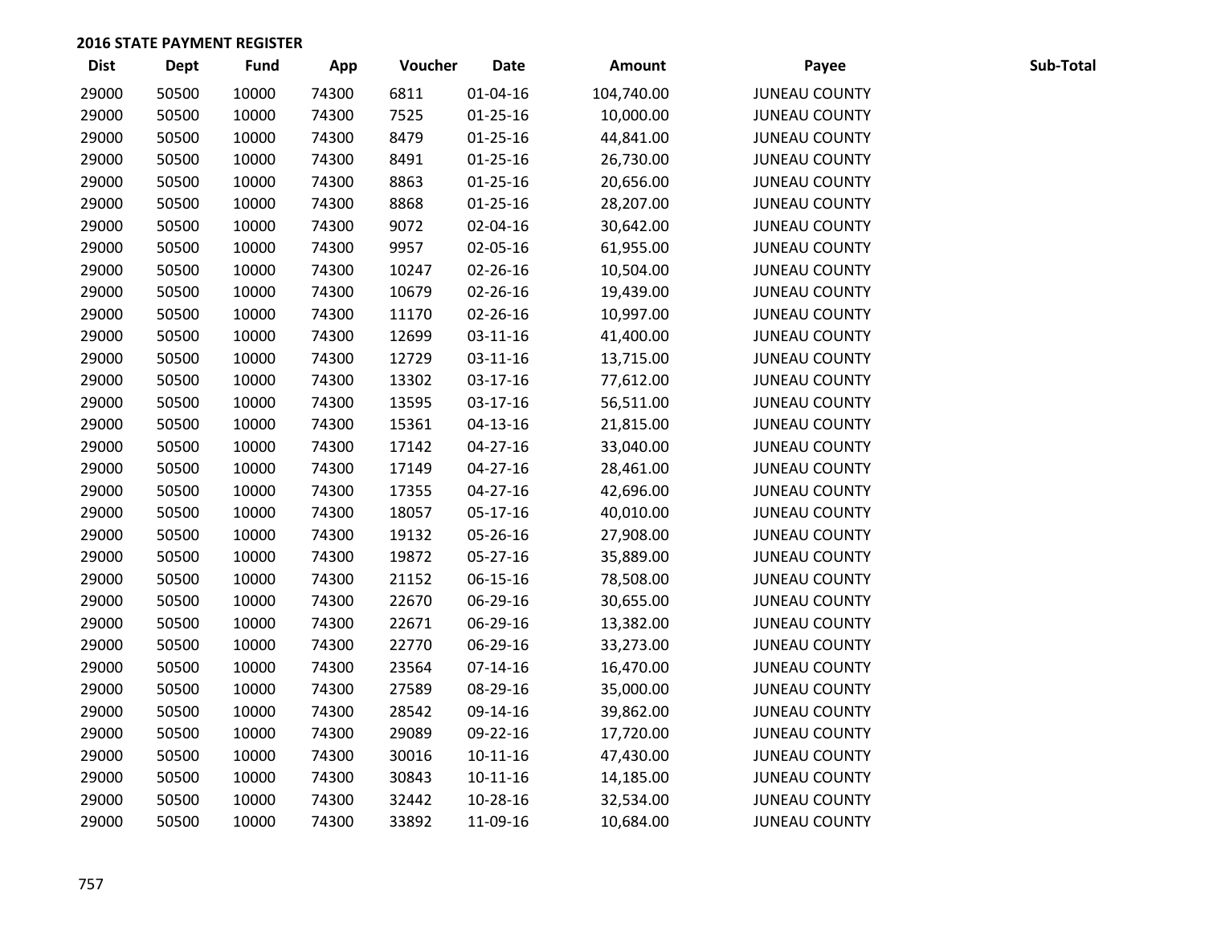**2016 STATE PAYMENT REGISTER**

| Dist | Dept | Fund | App | Voucher | Date | Amount | Payee | Sub-Total |
|---|---|---|---|---|---|---|---|---|
| 29000 | 50500 | 10000 | 74300 | 6811 | 01-04-16 | 104,740.00 | JUNEAU COUNTY | |
| 29000 | 50500 | 10000 | 74300 | 7525 | 01-25-16 | 10,000.00 | JUNEAU COUNTY | |
| 29000 | 50500 | 10000 | 74300 | 8479 | 01-25-16 | 44,841.00 | JUNEAU COUNTY | |
| 29000 | 50500 | 10000 | 74300 | 8491 | 01-25-16 | 26,730.00 | JUNEAU COUNTY | |
| 29000 | 50500 | 10000 | 74300 | 8863 | 01-25-16 | 20,656.00 | JUNEAU COUNTY | |
| 29000 | 50500 | 10000 | 74300 | 8868 | 01-25-16 | 28,207.00 | JUNEAU COUNTY | |
| 29000 | 50500 | 10000 | 74300 | 9072 | 02-04-16 | 30,642.00 | JUNEAU COUNTY | |
| 29000 | 50500 | 10000 | 74300 | 9957 | 02-05-16 | 61,955.00 | JUNEAU COUNTY | |
| 29000 | 50500 | 10000 | 74300 | 10247 | 02-26-16 | 10,504.00 | JUNEAU COUNTY | |
| 29000 | 50500 | 10000 | 74300 | 10679 | 02-26-16 | 19,439.00 | JUNEAU COUNTY | |
| 29000 | 50500 | 10000 | 74300 | 11170 | 02-26-16 | 10,997.00 | JUNEAU COUNTY | |
| 29000 | 50500 | 10000 | 74300 | 12699 | 03-11-16 | 41,400.00 | JUNEAU COUNTY | |
| 29000 | 50500 | 10000 | 74300 | 12729 | 03-11-16 | 13,715.00 | JUNEAU COUNTY | |
| 29000 | 50500 | 10000 | 74300 | 13302 | 03-17-16 | 77,612.00 | JUNEAU COUNTY | |
| 29000 | 50500 | 10000 | 74300 | 13595 | 03-17-16 | 56,511.00 | JUNEAU COUNTY | |
| 29000 | 50500 | 10000 | 74300 | 15361 | 04-13-16 | 21,815.00 | JUNEAU COUNTY | |
| 29000 | 50500 | 10000 | 74300 | 17142 | 04-27-16 | 33,040.00 | JUNEAU COUNTY | |
| 29000 | 50500 | 10000 | 74300 | 17149 | 04-27-16 | 28,461.00 | JUNEAU COUNTY | |
| 29000 | 50500 | 10000 | 74300 | 17355 | 04-27-16 | 42,696.00 | JUNEAU COUNTY | |
| 29000 | 50500 | 10000 | 74300 | 18057 | 05-17-16 | 40,010.00 | JUNEAU COUNTY | |
| 29000 | 50500 | 10000 | 74300 | 19132 | 05-26-16 | 27,908.00 | JUNEAU COUNTY | |
| 29000 | 50500 | 10000 | 74300 | 19872 | 05-27-16 | 35,889.00 | JUNEAU COUNTY | |
| 29000 | 50500 | 10000 | 74300 | 21152 | 06-15-16 | 78,508.00 | JUNEAU COUNTY | |
| 29000 | 50500 | 10000 | 74300 | 22670 | 06-29-16 | 30,655.00 | JUNEAU COUNTY | |
| 29000 | 50500 | 10000 | 74300 | 22671 | 06-29-16 | 13,382.00 | JUNEAU COUNTY | |
| 29000 | 50500 | 10000 | 74300 | 22770 | 06-29-16 | 33,273.00 | JUNEAU COUNTY | |
| 29000 | 50500 | 10000 | 74300 | 23564 | 07-14-16 | 16,470.00 | JUNEAU COUNTY | |
| 29000 | 50500 | 10000 | 74300 | 27589 | 08-29-16 | 35,000.00 | JUNEAU COUNTY | |
| 29000 | 50500 | 10000 | 74300 | 28542 | 09-14-16 | 39,862.00 | JUNEAU COUNTY | |
| 29000 | 50500 | 10000 | 74300 | 29089 | 09-22-16 | 17,720.00 | JUNEAU COUNTY | |
| 29000 | 50500 | 10000 | 74300 | 30016 | 10-11-16 | 47,430.00 | JUNEAU COUNTY | |
| 29000 | 50500 | 10000 | 74300 | 30843 | 10-11-16 | 14,185.00 | JUNEAU COUNTY | |
| 29000 | 50500 | 10000 | 74300 | 32442 | 10-28-16 | 32,534.00 | JUNEAU COUNTY | |
| 29000 | 50500 | 10000 | 74300 | 33892 | 11-09-16 | 10,684.00 | JUNEAU COUNTY | |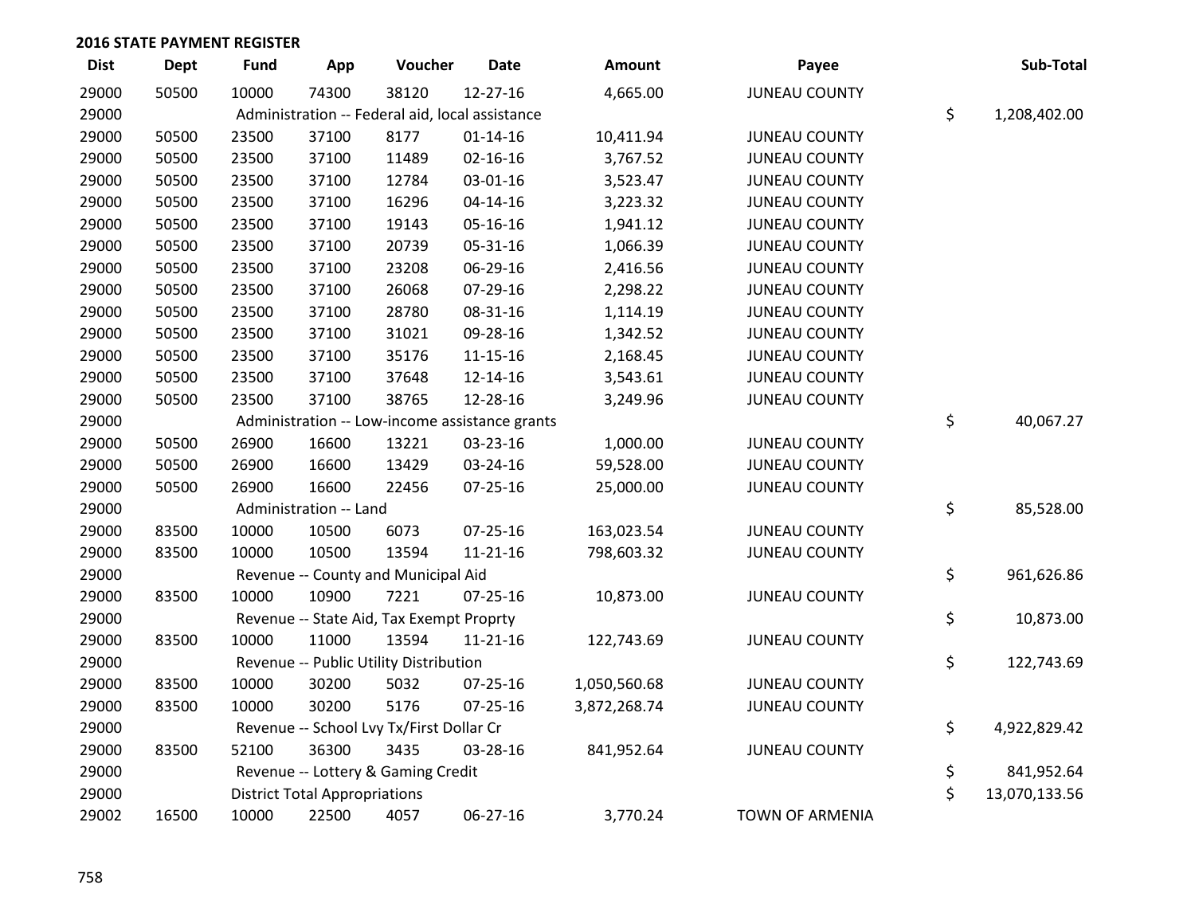## 2016 STATE PAYMENT REGISTER

| Dist | Dept | Fund | App | Voucher | Date | Amount | Payee | Sub-Total |
|---|---|---|---|---|---|---|---|---|
| 29000 | 50500 | 10000 | 74300 | 38120 | 12-27-16 | 4,665.00 | JUNEAU COUNTY | |
| 29000 | | Administration -- Federal aid, local assistance | | | | | | $ 1,208,402.00 |
| 29000 | 50500 | 23500 | 37100 | 8177 | 01-14-16 | 10,411.94 | JUNEAU COUNTY | |
| 29000 | 50500 | 23500 | 37100 | 11489 | 02-16-16 | 3,767.52 | JUNEAU COUNTY | |
| 29000 | 50500 | 23500 | 37100 | 12784 | 03-01-16 | 3,523.47 | JUNEAU COUNTY | |
| 29000 | 50500 | 23500 | 37100 | 16296 | 04-14-16 | 3,223.32 | JUNEAU COUNTY | |
| 29000 | 50500 | 23500 | 37100 | 19143 | 05-16-16 | 1,941.12 | JUNEAU COUNTY | |
| 29000 | 50500 | 23500 | 37100 | 20739 | 05-31-16 | 1,066.39 | JUNEAU COUNTY | |
| 29000 | 50500 | 23500 | 37100 | 23208 | 06-29-16 | 2,416.56 | JUNEAU COUNTY | |
| 29000 | 50500 | 23500 | 37100 | 26068 | 07-29-16 | 2,298.22 | JUNEAU COUNTY | |
| 29000 | 50500 | 23500 | 37100 | 28780 | 08-31-16 | 1,114.19 | JUNEAU COUNTY | |
| 29000 | 50500 | 23500 | 37100 | 31021 | 09-28-16 | 1,342.52 | JUNEAU COUNTY | |
| 29000 | 50500 | 23500 | 37100 | 35176 | 11-15-16 | 2,168.45 | JUNEAU COUNTY | |
| 29000 | 50500 | 23500 | 37100 | 37648 | 12-14-16 | 3,543.61 | JUNEAU COUNTY | |
| 29000 | 50500 | 23500 | 37100 | 38765 | 12-28-16 | 3,249.96 | JUNEAU COUNTY | |
| 29000 | | Administration -- Low-income assistance grants | | | | | | $ 40,067.27 |
| 29000 | 50500 | 26900 | 16600 | 13221 | 03-23-16 | 1,000.00 | JUNEAU COUNTY | |
| 29000 | 50500 | 26900 | 16600 | 13429 | 03-24-16 | 59,528.00 | JUNEAU COUNTY | |
| 29000 | 50500 | 26900 | 16600 | 22456 | 07-25-16 | 25,000.00 | JUNEAU COUNTY | |
| 29000 | | Administration -- Land | | | | | | $ 85,528.00 |
| 29000 | 83500 | 10000 | 10500 | 6073 | 07-25-16 | 163,023.54 | JUNEAU COUNTY | |
| 29000 | 83500 | 10000 | 10500 | 13594 | 11-21-16 | 798,603.32 | JUNEAU COUNTY | |
| 29000 | | Revenue -- County and Municipal Aid | | | | | | $ 961,626.86 |
| 29000 | 83500 | 10000 | 10900 | 7221 | 07-25-16 | 10,873.00 | JUNEAU COUNTY | |
| 29000 | | Revenue -- State Aid, Tax Exempt Proprty | | | | | | $ 10,873.00 |
| 29000 | 83500 | 10000 | 11000 | 13594 | 11-21-16 | 122,743.69 | JUNEAU COUNTY | |
| 29000 | | Revenue -- Public Utility Distribution | | | | | | $ 122,743.69 |
| 29000 | 83500 | 10000 | 30200 | 5032 | 07-25-16 | 1,050,560.68 | JUNEAU COUNTY | |
| 29000 | 83500 | 10000 | 30200 | 5176 | 07-25-16 | 3,872,268.74 | JUNEAU COUNTY | |
| 29000 | | Revenue -- School Lvy Tx/First Dollar Cr | | | | | | $ 4,922,829.42 |
| 29000 | 83500 | 52100 | 36300 | 3435 | 03-28-16 | 841,952.64 | JUNEAU COUNTY | |
| 29000 | | Revenue -- Lottery & Gaming Credit | | | | | | $ 841,952.64 |
| 29000 | | District Total Appropriations | | | | | | $ 13,070,133.56 |
| 29002 | 16500 | 10000 | 22500 | 4057 | 06-27-16 | 3,770.24 | TOWN OF ARMENIA | |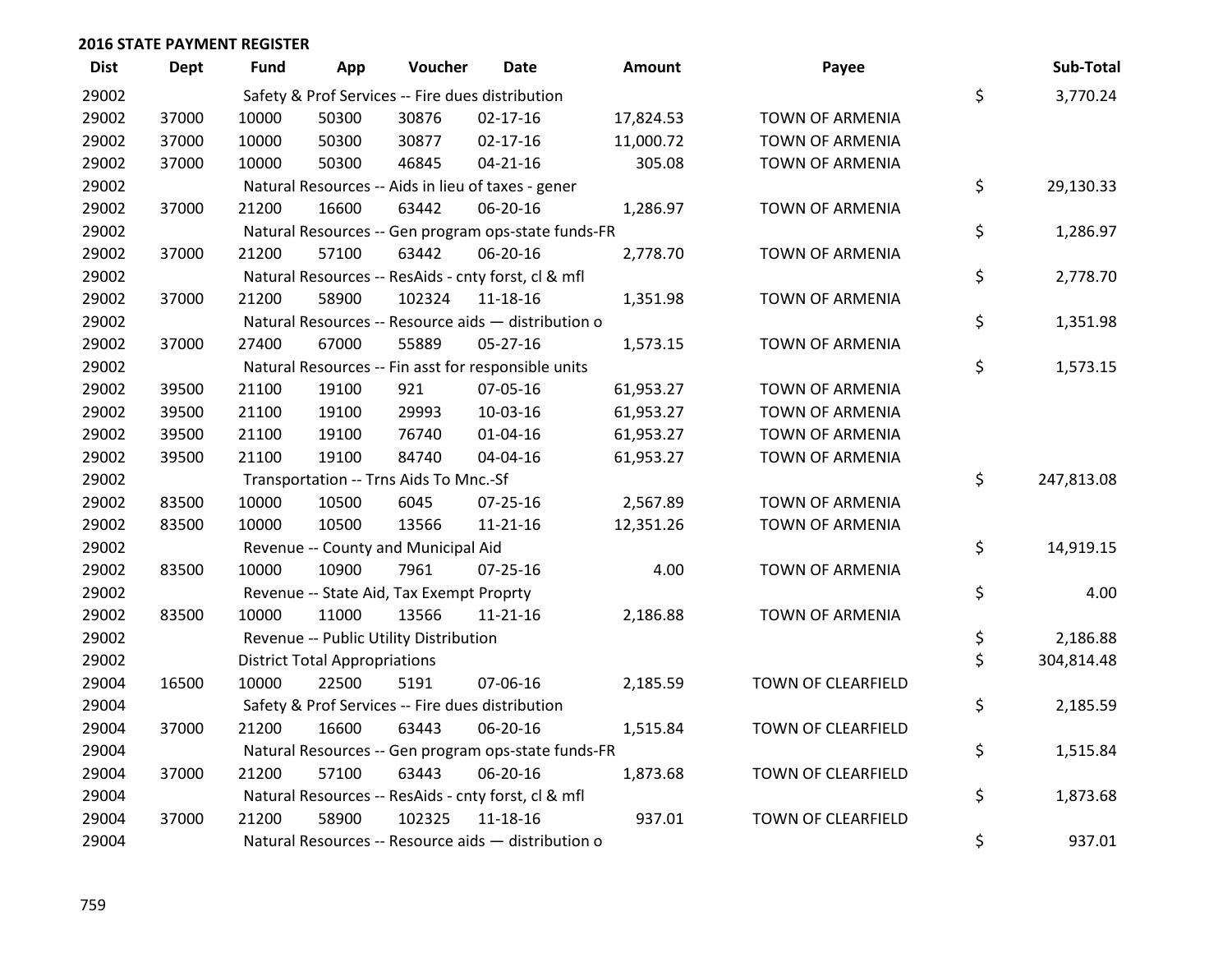## 2016 STATE PAYMENT REGISTER

| Dist | Dept | Fund | App | Voucher | Date | Amount | Payee | Sub-Total |
|---|---|---|---|---|---|---|---|---|
| 29002 | | Safety & Prof Services -- Fire dues distribution | | | | | | $ 3,770.24 |
| 29002 | 37000 | 10000 | 50300 | 30876 | 02-17-16 | 17,824.53 | TOWN OF ARMENIA | |
| 29002 | 37000 | 10000 | 50300 | 30877 | 02-17-16 | 11,000.72 | TOWN OF ARMENIA | |
| 29002 | 37000 | 10000 | 50300 | 46845 | 04-21-16 | 305.08 | TOWN OF ARMENIA | |
| 29002 | | Natural Resources -- Aids in lieu of taxes - gener | | | | | | $ 29,130.33 |
| 29002 | 37000 | 21200 | 16600 | 63442 | 06-20-16 | 1,286.97 | TOWN OF ARMENIA | |
| 29002 | | Natural Resources -- Gen program ops-state funds-FR | | | | | | $ 1,286.97 |
| 29002 | 37000 | 21200 | 57100 | 63442 | 06-20-16 | 2,778.70 | TOWN OF ARMENIA | |
| 29002 | | Natural Resources -- ResAids - cnty forst, cl & mfl | | | | | | $ 2,778.70 |
| 29002 | 37000 | 21200 | 58900 | 102324 | 11-18-16 | 1,351.98 | TOWN OF ARMENIA | |
| 29002 | | Natural Resources -- Resource aids — distribution o | | | | | | $ 1,351.98 |
| 29002 | 37000 | 27400 | 67000 | 55889 | 05-27-16 | 1,573.15 | TOWN OF ARMENIA | |
| 29002 | | Natural Resources -- Fin asst for responsible units | | | | | | $ 1,573.15 |
| 29002 | 39500 | 21100 | 19100 | 921 | 07-05-16 | 61,953.27 | TOWN OF ARMENIA | |
| 29002 | 39500 | 21100 | 19100 | 29993 | 10-03-16 | 61,953.27 | TOWN OF ARMENIA | |
| 29002 | 39500 | 21100 | 19100 | 76740 | 01-04-16 | 61,953.27 | TOWN OF ARMENIA | |
| 29002 | 39500 | 21100 | 19100 | 84740 | 04-04-16 | 61,953.27 | TOWN OF ARMENIA | |
| 29002 | | Transportation -- Trns Aids To Mnc.-Sf | | | | | | $ 247,813.08 |
| 29002 | 83500 | 10000 | 10500 | 6045 | 07-25-16 | 2,567.89 | TOWN OF ARMENIA | |
| 29002 | 83500 | 10000 | 10500 | 13566 | 11-21-16 | 12,351.26 | TOWN OF ARMENIA | |
| 29002 | | Revenue -- County and Municipal Aid | | | | | | $ 14,919.15 |
| 29002 | 83500 | 10000 | 10900 | 7961 | 07-25-16 | 4.00 | TOWN OF ARMENIA | |
| 29002 | | Revenue -- State Aid, Tax Exempt Proprty | | | | | | $ 4.00 |
| 29002 | 83500 | 10000 | 11000 | 13566 | 11-21-16 | 2,186.88 | TOWN OF ARMENIA | |
| 29002 | | Revenue -- Public Utility Distribution | | | | | | $ 2,186.88 |
| 29002 | | District Total Appropriations | | | | | | $ 304,814.48 |
| 29004 | 16500 | 10000 | 22500 | 5191 | 07-06-16 | 2,185.59 | TOWN OF CLEARFIELD | |
| 29004 | | Safety & Prof Services -- Fire dues distribution | | | | | | $ 2,185.59 |
| 29004 | 37000 | 21200 | 16600 | 63443 | 06-20-16 | 1,515.84 | TOWN OF CLEARFIELD | |
| 29004 | | Natural Resources -- Gen program ops-state funds-FR | | | | | | $ 1,515.84 |
| 29004 | 37000 | 21200 | 57100 | 63443 | 06-20-16 | 1,873.68 | TOWN OF CLEARFIELD | |
| 29004 | | Natural Resources -- ResAids - cnty forst, cl & mfl | | | | | | $ 1,873.68 |
| 29004 | 37000 | 21200 | 58900 | 102325 | 11-18-16 | 937.01 | TOWN OF CLEARFIELD | |
| 29004 | | Natural Resources -- Resource aids — distribution o | | | | | | $ 937.01 |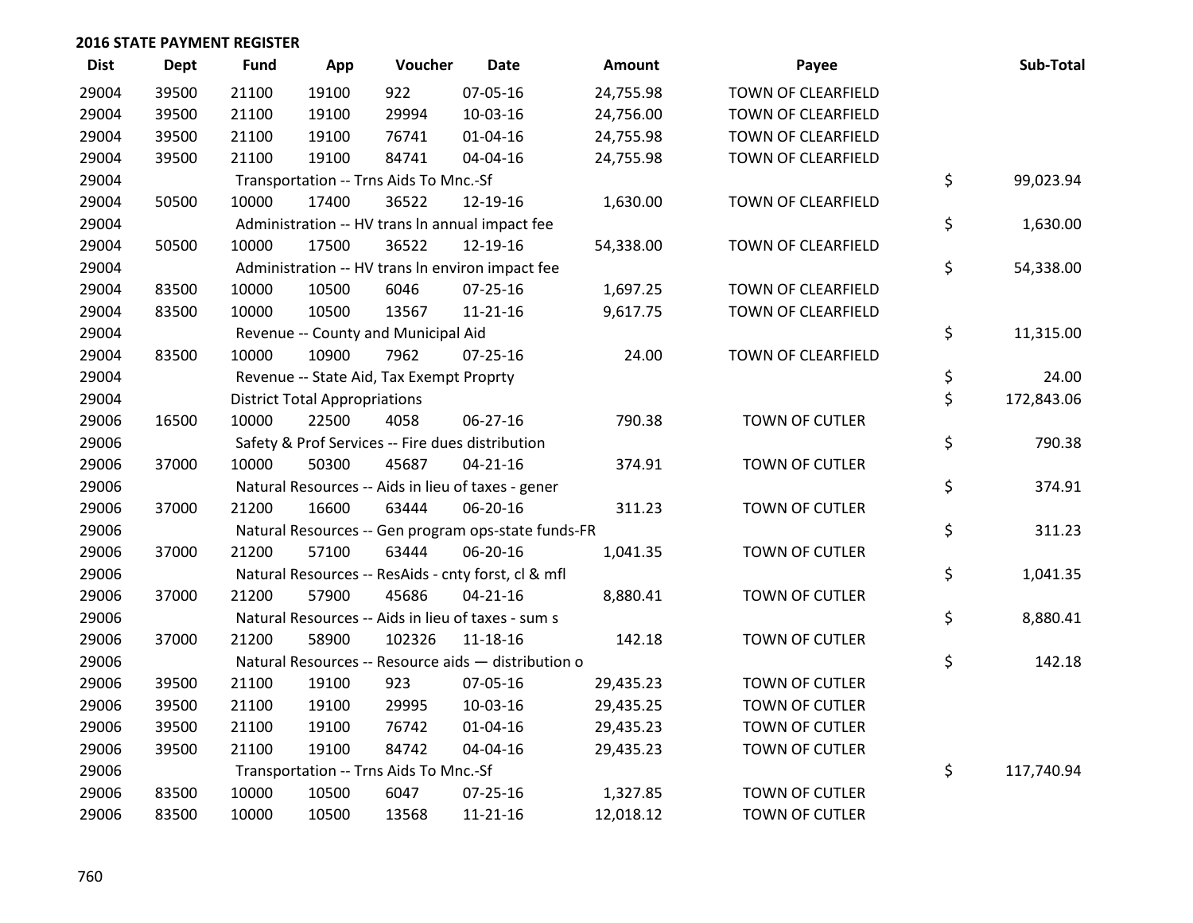## 2016 STATE PAYMENT REGISTER

| Dist | Dept | Fund | App | Voucher | Date | Amount | Payee | Sub-Total |
|---|---|---|---|---|---|---|---|---|
| 29004 | 39500 | 21100 | 19100 | 922 | 07-05-16 | 24,755.98 | TOWN OF CLEARFIELD | |
| 29004 | 39500 | 21100 | 19100 | 29994 | 10-03-16 | 24,756.00 | TOWN OF CLEARFIELD | |
| 29004 | 39500 | 21100 | 19100 | 76741 | 01-04-16 | 24,755.98 | TOWN OF CLEARFIELD | |
| 29004 | 39500 | 21100 | 19100 | 84741 | 04-04-16 | 24,755.98 | TOWN OF CLEARFIELD | |
| 29004 | | Transportation -- Trns Aids To Mnc.-Sf | | | | | | $ 99,023.94 |
| 29004 | 50500 | 10000 | 17400 | 36522 | 12-19-16 | 1,630.00 | TOWN OF CLEARFIELD | |
| 29004 | | Administration -- HV trans ln annual impact fee | | | | | | $ 1,630.00 |
| 29004 | 50500 | 10000 | 17500 | 36522 | 12-19-16 | 54,338.00 | TOWN OF CLEARFIELD | |
| 29004 | | Administration -- HV trans ln environ impact fee | | | | | | $ 54,338.00 |
| 29004 | 83500 | 10000 | 10500 | 6046 | 07-25-16 | 1,697.25 | TOWN OF CLEARFIELD | |
| 29004 | 83500 | 10000 | 10500 | 13567 | 11-21-16 | 9,617.75 | TOWN OF CLEARFIELD | |
| 29004 | | Revenue -- County and Municipal Aid | | | | | | $ 11,315.00 |
| 29004 | 83500 | 10000 | 10900 | 7962 | 07-25-16 | 24.00 | TOWN OF CLEARFIELD | |
| 29004 | | Revenue -- State Aid, Tax Exempt Proprty | | | | | | $ 24.00 |
| 29004 | | District Total Appropriations | | | | | | $ 172,843.06 |
| 29006 | 16500 | 10000 | 22500 | 4058 | 06-27-16 | 790.38 | TOWN OF CUTLER | |
| 29006 | | Safety & Prof Services -- Fire dues distribution | | | | | | $ 790.38 |
| 29006 | 37000 | 10000 | 50300 | 45687 | 04-21-16 | 374.91 | TOWN OF CUTLER | |
| 29006 | | Natural Resources -- Aids in lieu of taxes - gener | | | | | | $ 374.91 |
| 29006 | 37000 | 21200 | 16600 | 63444 | 06-20-16 | 311.23 | TOWN OF CUTLER | |
| 29006 | | Natural Resources -- Gen program ops-state funds-FR | | | | | | $ 311.23 |
| 29006 | 37000 | 21200 | 57100 | 63444 | 06-20-16 | 1,041.35 | TOWN OF CUTLER | |
| 29006 | | Natural Resources -- ResAids - cnty forst, cl & mfl | | | | | | $ 1,041.35 |
| 29006 | 37000 | 21200 | 57900 | 45686 | 04-21-16 | 8,880.41 | TOWN OF CUTLER | |
| 29006 | | Natural Resources -- Aids in lieu of taxes - sum s | | | | | | $ 8,880.41 |
| 29006 | 37000 | 21200 | 58900 | 102326 | 11-18-16 | 142.18 | TOWN OF CUTLER | |
| 29006 | | Natural Resources -- Resource aids — distribution o | | | | | | $ 142.18 |
| 29006 | 39500 | 21100 | 19100 | 923 | 07-05-16 | 29,435.23 | TOWN OF CUTLER | |
| 29006 | 39500 | 21100 | 19100 | 29995 | 10-03-16 | 29,435.25 | TOWN OF CUTLER | |
| 29006 | 39500 | 21100 | 19100 | 76742 | 01-04-16 | 29,435.23 | TOWN OF CUTLER | |
| 29006 | 39500 | 21100 | 19100 | 84742 | 04-04-16 | 29,435.23 | TOWN OF CUTLER | |
| 29006 | | Transportation -- Trns Aids To Mnc.-Sf | | | | | | $ 117,740.94 |
| 29006 | 83500 | 10000 | 10500 | 6047 | 07-25-16 | 1,327.85 | TOWN OF CUTLER | |
| 29006 | 83500 | 10000 | 10500 | 13568 | 11-21-16 | 12,018.12 | TOWN OF CUTLER | |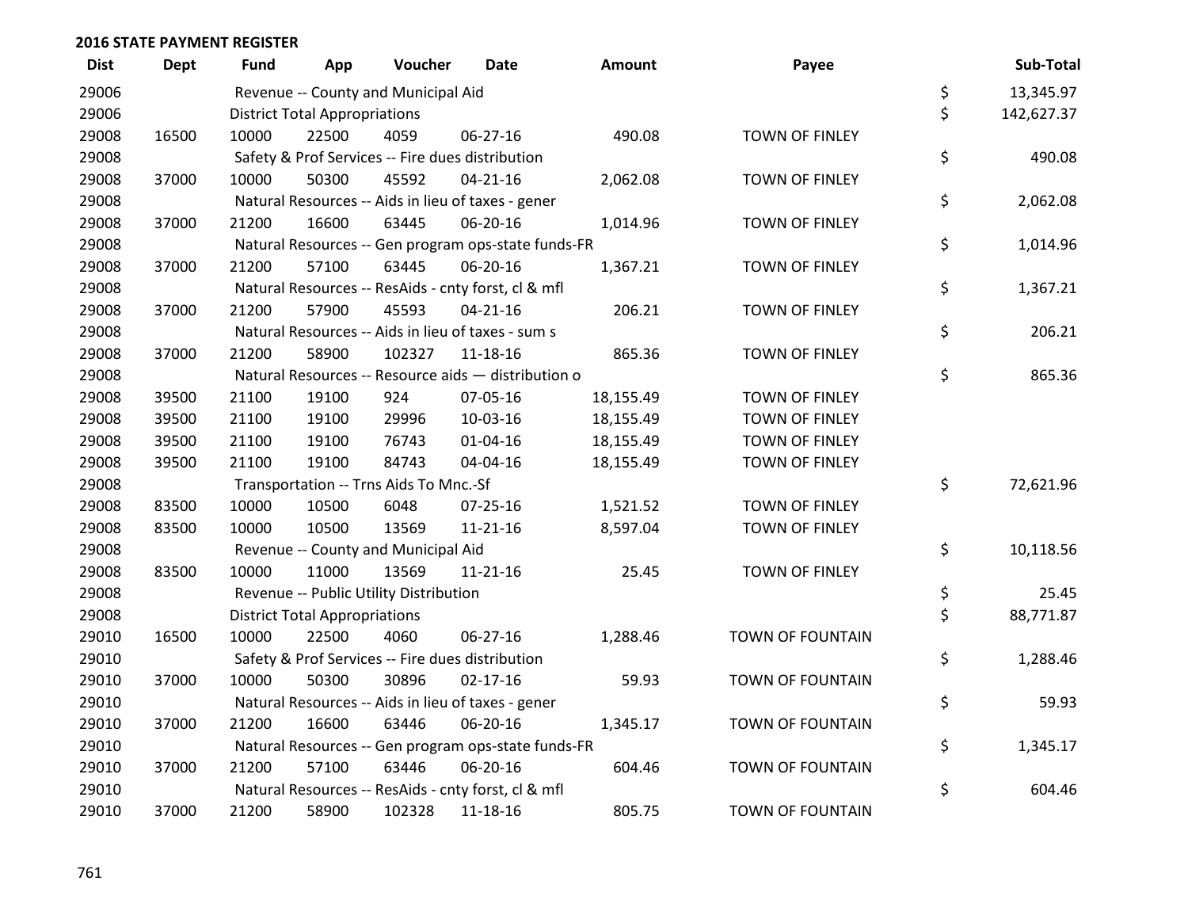## 2016 STATE PAYMENT REGISTER

| Dist | Dept | Fund | App | Voucher | Date | Amount | Payee | Sub-Total |
|---|---|---|---|---|---|---|---|---|
| 29006 | | Revenue -- County and Municipal Aid | | | | | | $ 13,345.97 |
| 29006 | | District Total Appropriations | | | | | | $ 142,627.37 |
| 29008 | 16500 | 10000 | 22500 | 4059 | 06-27-16 | 490.08 | TOWN OF FINLEY | |
| 29008 | | Safety & Prof Services -- Fire dues distribution | | | | | | $ 490.08 |
| 29008 | 37000 | 10000 | 50300 | 45592 | 04-21-16 | 2,062.08 | TOWN OF FINLEY | |
| 29008 | | Natural Resources -- Aids in lieu of taxes - gener | | | | | | $ 2,062.08 |
| 29008 | 37000 | 21200 | 16600 | 63445 | 06-20-16 | 1,014.96 | TOWN OF FINLEY | |
| 29008 | | Natural Resources -- Gen program ops-state funds-FR | | | | | | $ 1,014.96 |
| 29008 | 37000 | 21200 | 57100 | 63445 | 06-20-16 | 1,367.21 | TOWN OF FINLEY | |
| 29008 | | Natural Resources -- ResAids - cnty forst, cl & mfl | | | | | | $ 1,367.21 |
| 29008 | 37000 | 21200 | 57900 | 45593 | 04-21-16 | 206.21 | TOWN OF FINLEY | |
| 29008 | | Natural Resources -- Aids in lieu of taxes - sum s | | | | | | $ 206.21 |
| 29008 | 37000 | 21200 | 58900 | 102327 | 11-18-16 | 865.36 | TOWN OF FINLEY | |
| 29008 | | Natural Resources -- Resource aids — distribution o | | | | | | $ 865.36 |
| 29008 | 39500 | 21100 | 19100 | 924 | 07-05-16 | 18,155.49 | TOWN OF FINLEY | |
| 29008 | 39500 | 21100 | 19100 | 29996 | 10-03-16 | 18,155.49 | TOWN OF FINLEY | |
| 29008 | 39500 | 21100 | 19100 | 76743 | 01-04-16 | 18,155.49 | TOWN OF FINLEY | |
| 29008 | 39500 | 21100 | 19100 | 84743 | 04-04-16 | 18,155.49 | TOWN OF FINLEY | |
| 29008 | | Transportation -- Trns Aids To Mnc.-Sf | | | | | | $ 72,621.96 |
| 29008 | 83500 | 10000 | 10500 | 6048 | 07-25-16 | 1,521.52 | TOWN OF FINLEY | |
| 29008 | 83500 | 10000 | 10500 | 13569 | 11-21-16 | 8,597.04 | TOWN OF FINLEY | |
| 29008 | | Revenue -- County and Municipal Aid | | | | | | $ 10,118.56 |
| 29008 | 83500 | 10000 | 11000 | 13569 | 11-21-16 | 25.45 | TOWN OF FINLEY | |
| 29008 | | Revenue -- Public Utility Distribution | | | | | | $ 25.45 |
| 29008 | | District Total Appropriations | | | | | | $ 88,771.87 |
| 29010 | 16500 | 10000 | 22500 | 4060 | 06-27-16 | 1,288.46 | TOWN OF FOUNTAIN | |
| 29010 | | Safety & Prof Services -- Fire dues distribution | | | | | | $ 1,288.46 |
| 29010 | 37000 | 10000 | 50300 | 30896 | 02-17-16 | 59.93 | TOWN OF FOUNTAIN | |
| 29010 | | Natural Resources -- Aids in lieu of taxes - gener | | | | | | $ 59.93 |
| 29010 | 37000 | 21200 | 16600 | 63446 | 06-20-16 | 1,345.17 | TOWN OF FOUNTAIN | |
| 29010 | | Natural Resources -- Gen program ops-state funds-FR | | | | | | $ 1,345.17 |
| 29010 | 37000 | 21200 | 57100 | 63446 | 06-20-16 | 604.46 | TOWN OF FOUNTAIN | |
| 29010 | | Natural Resources -- ResAids - cnty forst, cl & mfl | | | | | | $ 604.46 |
| 29010 | 37000 | 21200 | 58900 | 102328 | 11-18-16 | 805.75 | TOWN OF FOUNTAIN | |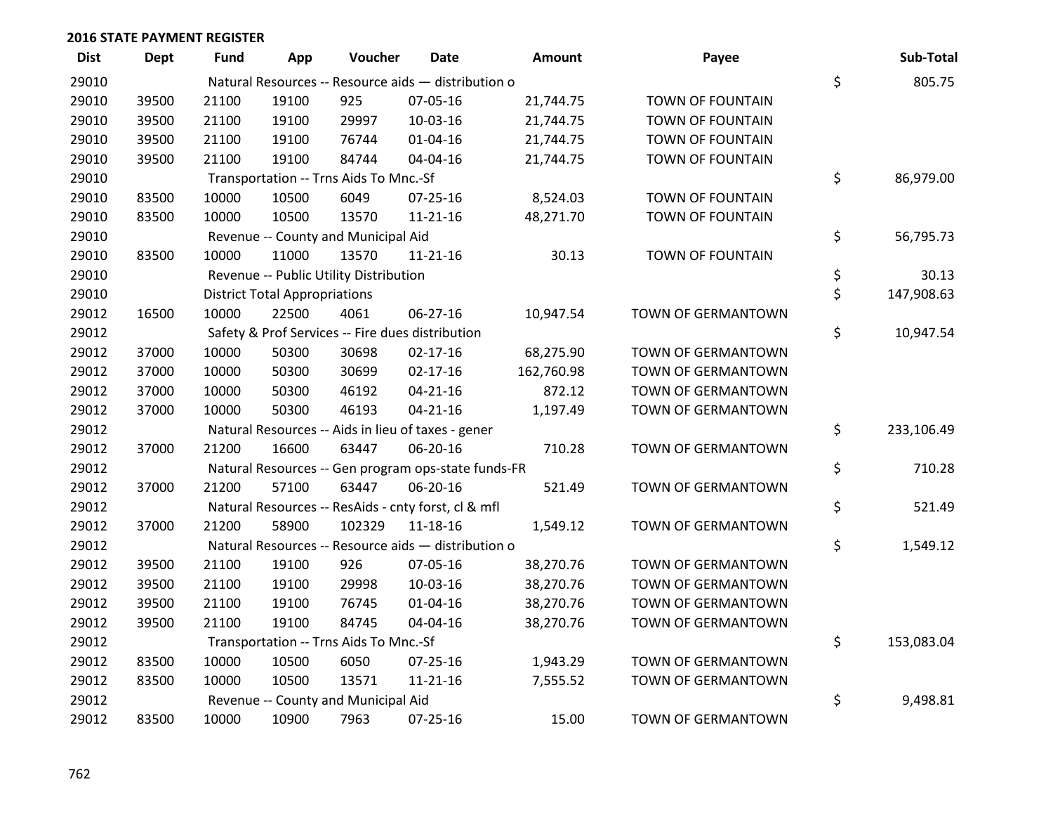## 2016 STATE PAYMENT REGISTER

| Dist | Dept | Fund | App | Voucher | Date | Amount | Payee | Sub-Total |
|---|---|---|---|---|---|---|---|---|
| 29010 | | Natural Resources -- Resource aids — distribution o | | | | | | $ 805.75 |
| 29010 | 39500 | 21100 | 19100 | 925 | 07-05-16 | 21,744.75 | TOWN OF FOUNTAIN | |
| 29010 | 39500 | 21100 | 19100 | 29997 | 10-03-16 | 21,744.75 | TOWN OF FOUNTAIN | |
| 29010 | 39500 | 21100 | 19100 | 76744 | 01-04-16 | 21,744.75 | TOWN OF FOUNTAIN | |
| 29010 | 39500 | 21100 | 19100 | 84744 | 04-04-16 | 21,744.75 | TOWN OF FOUNTAIN | |
| 29010 | | Transportation -- Trns Aids To Mnc.-Sf | | | | | | $ 86,979.00 |
| 29010 | 83500 | 10000 | 10500 | 6049 | 07-25-16 | 8,524.03 | TOWN OF FOUNTAIN | |
| 29010 | 83500 | 10000 | 10500 | 13570 | 11-21-16 | 48,271.70 | TOWN OF FOUNTAIN | |
| 29010 | | Revenue -- County and Municipal Aid | | | | | | $ 56,795.73 |
| 29010 | 83500 | 10000 | 11000 | 13570 | 11-21-16 | 30.13 | TOWN OF FOUNTAIN | |
| 29010 | | Revenue -- Public Utility Distribution | | | | | | $ 30.13 |
| 29010 | | District Total Appropriations | | | | | | $ 147,908.63 |
| 29012 | 16500 | 10000 | 22500 | 4061 | 06-27-16 | 10,947.54 | TOWN OF GERMANTOWN | |
| 29012 | | Safety & Prof Services -- Fire dues distribution | | | | | | $ 10,947.54 |
| 29012 | 37000 | 10000 | 50300 | 30698 | 02-17-16 | 68,275.90 | TOWN OF GERMANTOWN | |
| 29012 | 37000 | 10000 | 50300 | 30699 | 02-17-16 | 162,760.98 | TOWN OF GERMANTOWN | |
| 29012 | 37000 | 10000 | 50300 | 46192 | 04-21-16 | 872.12 | TOWN OF GERMANTOWN | |
| 29012 | 37000 | 10000 | 50300 | 46193 | 04-21-16 | 1,197.49 | TOWN OF GERMANTOWN | |
| 29012 | | Natural Resources -- Aids in lieu of taxes - gener | | | | | | $ 233,106.49 |
| 29012 | 37000 | 21200 | 16600 | 63447 | 06-20-16 | 710.28 | TOWN OF GERMANTOWN | |
| 29012 | | Natural Resources -- Gen program ops-state funds-FR | | | | | | $ 710.28 |
| 29012 | 37000 | 21200 | 57100 | 63447 | 06-20-16 | 521.49 | TOWN OF GERMANTOWN | |
| 29012 | | Natural Resources -- ResAids - cnty forst, cl & mfl | | | | | | $ 521.49 |
| 29012 | 37000 | 21200 | 58900 | 102329 | 11-18-16 | 1,549.12 | TOWN OF GERMANTOWN | |
| 29012 | | Natural Resources -- Resource aids — distribution o | | | | | | $ 1,549.12 |
| 29012 | 39500 | 21100 | 19100 | 926 | 07-05-16 | 38,270.76 | TOWN OF GERMANTOWN | |
| 29012 | 39500 | 21100 | 19100 | 29998 | 10-03-16 | 38,270.76 | TOWN OF GERMANTOWN | |
| 29012 | 39500 | 21100 | 19100 | 76745 | 01-04-16 | 38,270.76 | TOWN OF GERMANTOWN | |
| 29012 | 39500 | 21100 | 19100 | 84745 | 04-04-16 | 38,270.76 | TOWN OF GERMANTOWN | |
| 29012 | | Transportation -- Trns Aids To Mnc.-Sf | | | | | | $ 153,083.04 |
| 29012 | 83500 | 10000 | 10500 | 6050 | 07-25-16 | 1,943.29 | TOWN OF GERMANTOWN | |
| 29012 | 83500 | 10000 | 10500 | 13571 | 11-21-16 | 7,555.52 | TOWN OF GERMANTOWN | |
| 29012 | | Revenue -- County and Municipal Aid | | | | | | $ 9,498.81 |
| 29012 | 83500 | 10000 | 10900 | 7963 | 07-25-16 | 15.00 | TOWN OF GERMANTOWN | |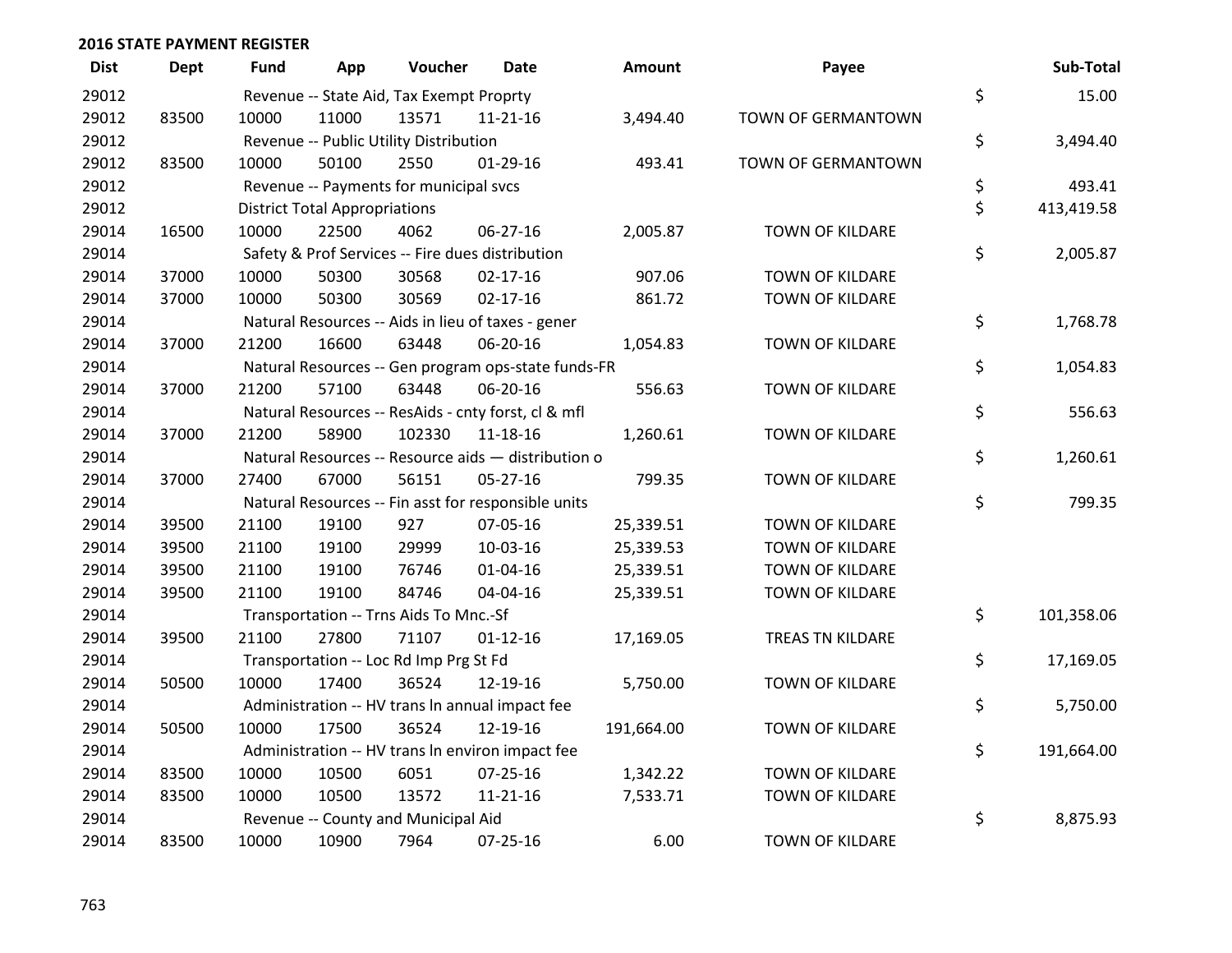## 2016 STATE PAYMENT REGISTER

| Dist | Dept | Fund | App | Voucher | Date | Amount | Payee | Sub-Total |
|---|---|---|---|---|---|---|---|---|
| 29012 | | Revenue -- State Aid, Tax Exempt Proprty | | | | | | $ 15.00 |
| 29012 | 83500 | 10000 | 11000 | 13571 | 11-21-16 | 3,494.40 | TOWN OF GERMANTOWN | |
| 29012 | | Revenue -- Public Utility Distribution | | | | | | $ 3,494.40 |
| 29012 | 83500 | 10000 | 50100 | 2550 | 01-29-16 | 493.41 | TOWN OF GERMANTOWN | |
| 29012 | | Revenue -- Payments for municipal svcs | | | | | | $ 493.41 |
| 29012 | | District Total Appropriations | | | | | | $ 413,419.58 |
| 29014 | 16500 | 10000 | 22500 | 4062 | 06-27-16 | 2,005.87 | TOWN OF KILDARE | |
| 29014 | | Safety & Prof Services -- Fire dues distribution | | | | | | $ 2,005.87 |
| 29014 | 37000 | 10000 | 50300 | 30568 | 02-17-16 | 907.06 | TOWN OF KILDARE | |
| 29014 | 37000 | 10000 | 50300 | 30569 | 02-17-16 | 861.72 | TOWN OF KILDARE | |
| 29014 | | Natural Resources -- Aids in lieu of taxes - gener | | | | | | $ 1,768.78 |
| 29014 | 37000 | 21200 | 16600 | 63448 | 06-20-16 | 1,054.83 | TOWN OF KILDARE | |
| 29014 | | Natural Resources -- Gen program ops-state funds-FR | | | | | | $ 1,054.83 |
| 29014 | 37000 | 21200 | 57100 | 63448 | 06-20-16 | 556.63 | TOWN OF KILDARE | |
| 29014 | | Natural Resources -- ResAids - cnty forst, cl & mfl | | | | | | $ 556.63 |
| 29014 | 37000 | 21200 | 58900 | 102330 | 11-18-16 | 1,260.61 | TOWN OF KILDARE | |
| 29014 | | Natural Resources -- Resource aids — distribution o | | | | | | $ 1,260.61 |
| 29014 | 37000 | 27400 | 67000 | 56151 | 05-27-16 | 799.35 | TOWN OF KILDARE | |
| 29014 | | Natural Resources -- Fin asst for responsible units | | | | | | $ 799.35 |
| 29014 | 39500 | 21100 | 19100 | 927 | 07-05-16 | 25,339.51 | TOWN OF KILDARE | |
| 29014 | 39500 | 21100 | 19100 | 29999 | 10-03-16 | 25,339.53 | TOWN OF KILDARE | |
| 29014 | 39500 | 21100 | 19100 | 76746 | 01-04-16 | 25,339.51 | TOWN OF KILDARE | |
| 29014 | 39500 | 21100 | 19100 | 84746 | 04-04-16 | 25,339.51 | TOWN OF KILDARE | |
| 29014 | | Transportation -- Trns Aids To Mnc.-Sf | | | | | | $ 101,358.06 |
| 29014 | 39500 | 21100 | 27800 | 71107 | 01-12-16 | 17,169.05 | TREAS TN KILDARE | |
| 29014 | | Transportation -- Loc Rd Imp Prg St Fd | | | | | | $ 17,169.05 |
| 29014 | 50500 | 10000 | 17400 | 36524 | 12-19-16 | 5,750.00 | TOWN OF KILDARE | |
| 29014 | | Administration -- HV trans ln annual impact fee | | | | | | $ 5,750.00 |
| 29014 | 50500 | 10000 | 17500 | 36524 | 12-19-16 | 191,664.00 | TOWN OF KILDARE | |
| 29014 | | Administration -- HV trans ln environ impact fee | | | | | | $ 191,664.00 |
| 29014 | 83500 | 10000 | 10500 | 6051 | 07-25-16 | 1,342.22 | TOWN OF KILDARE | |
| 29014 | 83500 | 10000 | 10500 | 13572 | 11-21-16 | 7,533.71 | TOWN OF KILDARE | |
| 29014 | | Revenue -- County and Municipal Aid | | | | | | $ 8,875.93 |
| 29014 | 83500 | 10000 | 10900 | 7964 | 07-25-16 | 6.00 | TOWN OF KILDARE | |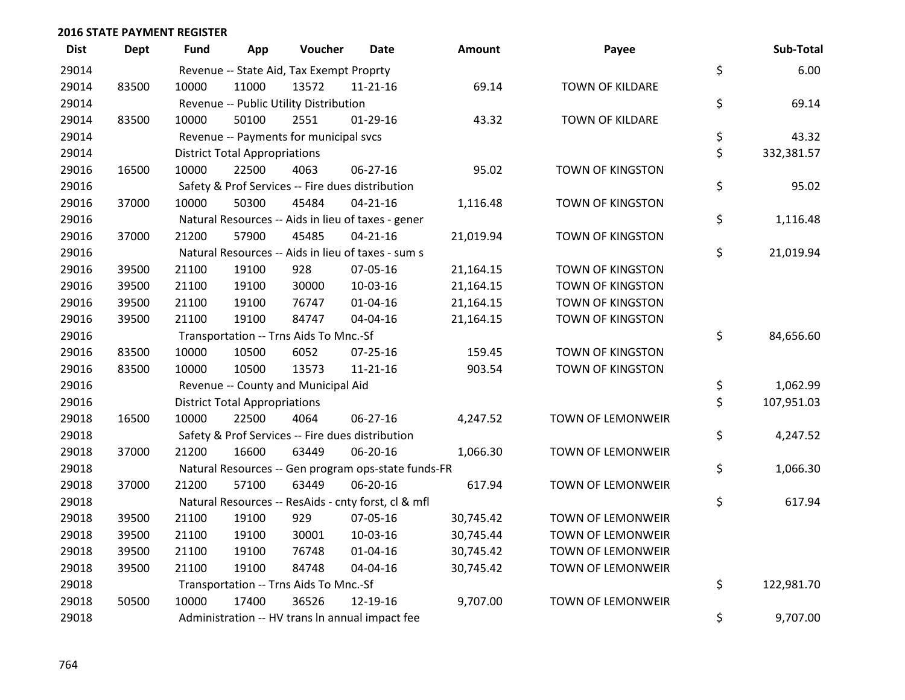# 2016 STATE PAYMENT REGISTER

| Dist | Dept | Fund | App | Voucher | Date | Amount | Payee | | Sub-Total |
|---|---|---|---|---|---|---|---|---|---|
| 29014 | | Revenue -- State Aid, Tax Exempt Proprty | | | | | | $ | 6.00 |
| 29014 | 83500 | 10000 | 11000 | 13572 | 11-21-16 | 69.14 | TOWN OF KILDARE | | |
| 29014 | | Revenue -- Public Utility Distribution | | | | | | $ | 69.14 |
| 29014 | 83500 | 10000 | 50100 | 2551 | 01-29-16 | 43.32 | TOWN OF KILDARE | | |
| 29014 | | Revenue -- Payments for municipal svcs | | | | | | $ | 43.32 |
| 29014 | | District Total Appropriations | | | | | | $ | 332,381.57 |
| 29016 | 16500 | 10000 | 22500 | 4063 | 06-27-16 | 95.02 | TOWN OF KINGSTON | | |
| 29016 | | Safety & Prof Services -- Fire dues distribution | | | | | | $ | 95.02 |
| 29016 | 37000 | 10000 | 50300 | 45484 | 04-21-16 | 1,116.48 | TOWN OF KINGSTON | | |
| 29016 | | Natural Resources -- Aids in lieu of taxes - gener | | | | | | $ | 1,116.48 |
| 29016 | 37000 | 21200 | 57900 | 45485 | 04-21-16 | 21,019.94 | TOWN OF KINGSTON | | |
| 29016 | | Natural Resources -- Aids in lieu of taxes - sum s | | | | | | $ | 21,019.94 |
| 29016 | 39500 | 21100 | 19100 | 928 | 07-05-16 | 21,164.15 | TOWN OF KINGSTON | | |
| 29016 | 39500 | 21100 | 19100 | 30000 | 10-03-16 | 21,164.15 | TOWN OF KINGSTON | | |
| 29016 | 39500 | 21100 | 19100 | 76747 | 01-04-16 | 21,164.15 | TOWN OF KINGSTON | | |
| 29016 | 39500 | 21100 | 19100 | 84747 | 04-04-16 | 21,164.15 | TOWN OF KINGSTON | | |
| 29016 | | Transportation -- Trns Aids To Mnc.-Sf | | | | | | $ | 84,656.60 |
| 29016 | 83500 | 10000 | 10500 | 6052 | 07-25-16 | 159.45 | TOWN OF KINGSTON | | |
| 29016 | 83500 | 10000 | 10500 | 13573 | 11-21-16 | 903.54 | TOWN OF KINGSTON | | |
| 29016 | | Revenue -- County and Municipal Aid | | | | | | $ | 1,062.99 |
| 29016 | | District Total Appropriations | | | | | | $ | 107,951.03 |
| 29018 | 16500 | 10000 | 22500 | 4064 | 06-27-16 | 4,247.52 | TOWN OF LEMONWEIR | | |
| 29018 | | Safety & Prof Services -- Fire dues distribution | | | | | | $ | 4,247.52 |
| 29018 | 37000 | 21200 | 16600 | 63449 | 06-20-16 | 1,066.30 | TOWN OF LEMONWEIR | | |
| 29018 | | Natural Resources -- Gen program ops-state funds-FR | | | | | | $ | 1,066.30 |
| 29018 | 37000 | 21200 | 57100 | 63449 | 06-20-16 | 617.94 | TOWN OF LEMONWEIR | | |
| 29018 | | Natural Resources -- ResAids - cnty forst, cl & mfl | | | | | | $ | 617.94 |
| 29018 | 39500 | 21100 | 19100 | 929 | 07-05-16 | 30,745.42 | TOWN OF LEMONWEIR | | |
| 29018 | 39500 | 21100 | 19100 | 30001 | 10-03-16 | 30,745.44 | TOWN OF LEMONWEIR | | |
| 29018 | 39500 | 21100 | 19100 | 76748 | 01-04-16 | 30,745.42 | TOWN OF LEMONWEIR | | |
| 29018 | 39500 | 21100 | 19100 | 84748 | 04-04-16 | 30,745.42 | TOWN OF LEMONWEIR | | |
| 29018 | | Transportation -- Trns Aids To Mnc.-Sf | | | | | | $ | 122,981.70 |
| 29018 | 50500 | 10000 | 17400 | 36526 | 12-19-16 | 9,707.00 | TOWN OF LEMONWEIR | | |
| 29018 | | Administration -- HV trans ln annual impact fee | | | | | | $ | 9,707.00 |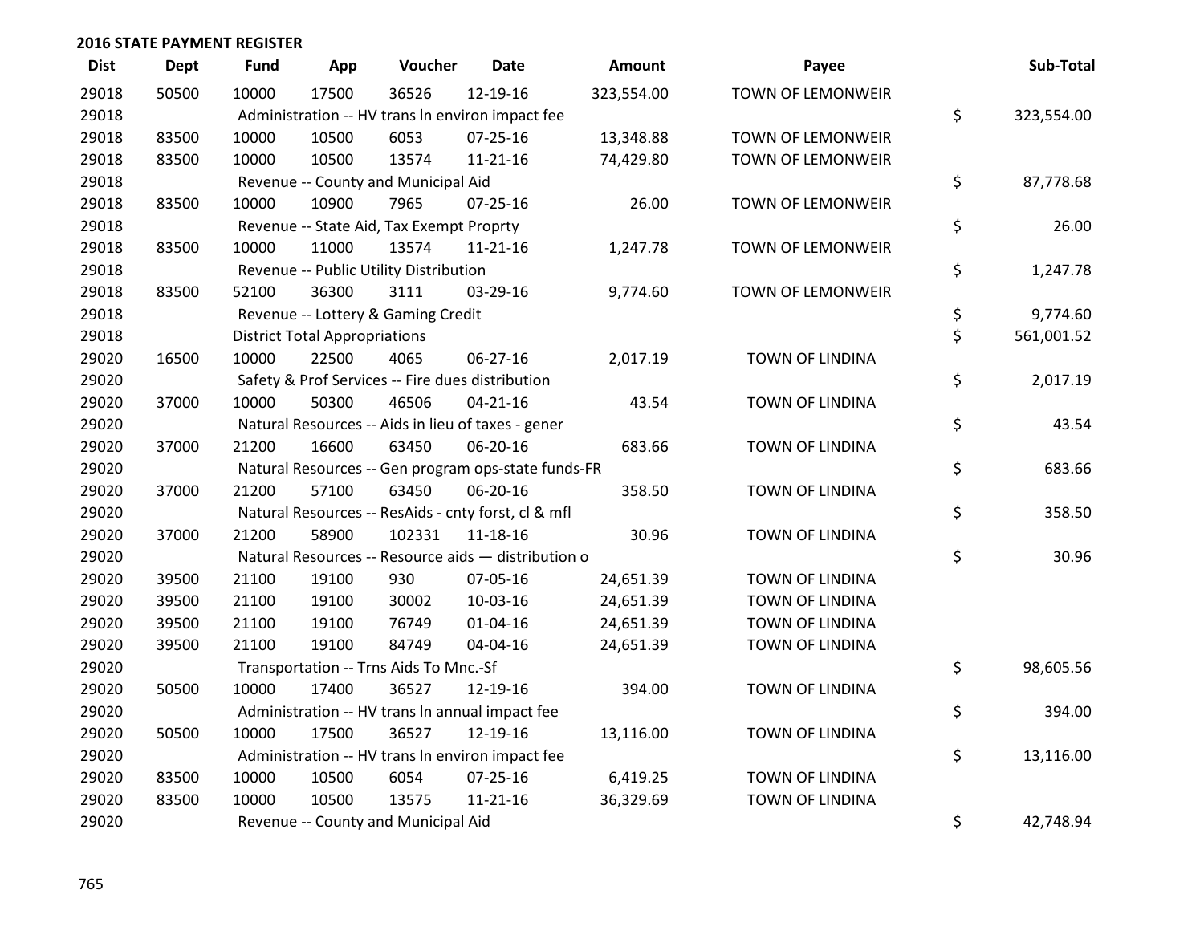## 2016 STATE PAYMENT REGISTER

| Dist | Dept | Fund | App | Voucher | Date | Amount | Payee | Sub-Total |
|---|---|---|---|---|---|---|---|---|
| 29018 | 50500 | 10000 | 17500 | 36526 | 12-19-16 | 323,554.00 | TOWN OF LEMONWEIR | |
| 29018 | | Administration -- HV trans ln environ impact fee | | | | | | $ 323,554.00 |
| 29018 | 83500 | 10000 | 10500 | 6053 | 07-25-16 | 13,348.88 | TOWN OF LEMONWEIR | |
| 29018 | 83500 | 10000 | 10500 | 13574 | 11-21-16 | 74,429.80 | TOWN OF LEMONWEIR | |
| 29018 | | Revenue -- County and Municipal Aid | | | | | | $ 87,778.68 |
| 29018 | 83500 | 10000 | 10900 | 7965 | 07-25-16 | 26.00 | TOWN OF LEMONWEIR | |
| 29018 | | Revenue -- State Aid, Tax Exempt Proprty | | | | | | $ 26.00 |
| 29018 | 83500 | 10000 | 11000 | 13574 | 11-21-16 | 1,247.78 | TOWN OF LEMONWEIR | |
| 29018 | | Revenue -- Public Utility Distribution | | | | | | $ 1,247.78 |
| 29018 | 83500 | 52100 | 36300 | 3111 | 03-29-16 | 9,774.60 | TOWN OF LEMONWEIR | |
| 29018 | | Revenue -- Lottery & Gaming Credit | | | | | | $ 9,774.60 |
| 29018 | | District Total Appropriations | | | | | | $ 561,001.52 |
| 29020 | 16500 | 10000 | 22500 | 4065 | 06-27-16 | 2,017.19 | TOWN OF LINDINA | |
| 29020 | | Safety & Prof Services -- Fire dues distribution | | | | | | $ 2,017.19 |
| 29020 | 37000 | 10000 | 50300 | 46506 | 04-21-16 | 43.54 | TOWN OF LINDINA | |
| 29020 | | Natural Resources -- Aids in lieu of taxes - gener | | | | | | $ 43.54 |
| 29020 | 37000 | 21200 | 16600 | 63450 | 06-20-16 | 683.66 | TOWN OF LINDINA | |
| 29020 | | Natural Resources -- Gen program ops-state funds-FR | | | | | | $ 683.66 |
| 29020 | 37000 | 21200 | 57100 | 63450 | 06-20-16 | 358.50 | TOWN OF LINDINA | |
| 29020 | | Natural Resources -- ResAids - cnty forst, cl & mfl | | | | | | $ 358.50 |
| 29020 | 37000 | 21200 | 58900 | 102331 | 11-18-16 | 30.96 | TOWN OF LINDINA | |
| 29020 | | Natural Resources -- Resource aids — distribution o | | | | | | $ 30.96 |
| 29020 | 39500 | 21100 | 19100 | 930 | 07-05-16 | 24,651.39 | TOWN OF LINDINA | |
| 29020 | 39500 | 21100 | 19100 | 30002 | 10-03-16 | 24,651.39 | TOWN OF LINDINA | |
| 29020 | 39500 | 21100 | 19100 | 76749 | 01-04-16 | 24,651.39 | TOWN OF LINDINA | |
| 29020 | 39500 | 21100 | 19100 | 84749 | 04-04-16 | 24,651.39 | TOWN OF LINDINA | |
| 29020 | | Transportation -- Trns Aids To Mnc.-Sf | | | | | | $ 98,605.56 |
| 29020 | 50500 | 10000 | 17400 | 36527 | 12-19-16 | 394.00 | TOWN OF LINDINA | |
| 29020 | | Administration -- HV trans ln annual impact fee | | | | | | $ 394.00 |
| 29020 | 50500 | 10000 | 17500 | 36527 | 12-19-16 | 13,116.00 | TOWN OF LINDINA | |
| 29020 | | Administration -- HV trans ln environ impact fee | | | | | | $ 13,116.00 |
| 29020 | 83500 | 10000 | 10500 | 6054 | 07-25-16 | 6,419.25 | TOWN OF LINDINA | |
| 29020 | 83500 | 10000 | 10500 | 13575 | 11-21-16 | 36,329.69 | TOWN OF LINDINA | |
| 29020 | | Revenue -- County and Municipal Aid | | | | | | $ 42,748.94 |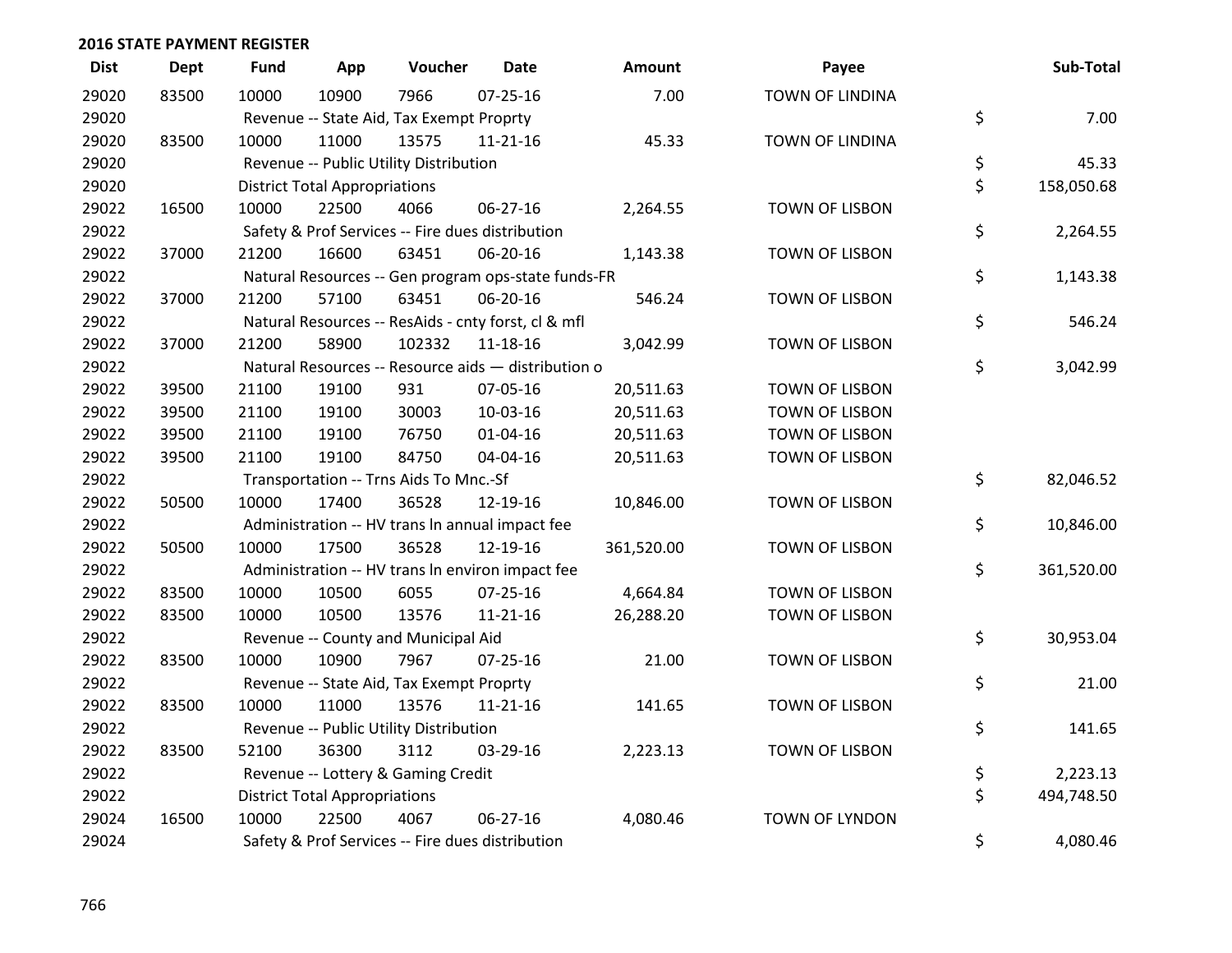## 2016 STATE PAYMENT REGISTER

| Dist | Dept | Fund | App | Voucher | Date | Amount | Payee | Sub-Total |
|---|---|---|---|---|---|---|---|---|
| 29020 | 83500 | 10000 | 10900 | 7966 | 07-25-16 | 7.00 | TOWN OF LINDINA | |
| 29020 | | Revenue -- State Aid, Tax Exempt Proprty | | | | | | $ 7.00 |
| 29020 | 83500 | 10000 | 11000 | 13575 | 11-21-16 | 45.33 | TOWN OF LINDINA | |
| 29020 | | Revenue -- Public Utility Distribution | | | | | | $ 45.33 |
| 29020 | | District Total Appropriations | | | | | | $ 158,050.68 |
| 29022 | 16500 | 10000 | 22500 | 4066 | 06-27-16 | 2,264.55 | TOWN OF LISBON | |
| 29022 | | Safety & Prof Services -- Fire dues distribution | | | | | | $ 2,264.55 |
| 29022 | 37000 | 21200 | 16600 | 63451 | 06-20-16 | 1,143.38 | TOWN OF LISBON | |
| 29022 | | Natural Resources -- Gen program ops-state funds-FR | | | | | | $ 1,143.38 |
| 29022 | 37000 | 21200 | 57100 | 63451 | 06-20-16 | 546.24 | TOWN OF LISBON | |
| 29022 | | Natural Resources -- ResAids - cnty forst, cl & mfl | | | | | | $ 546.24 |
| 29022 | 37000 | 21200 | 58900 | 102332 | 11-18-16 | 3,042.99 | TOWN OF LISBON | |
| 29022 | | Natural Resources -- Resource aids — distribution o | | | | | | $ 3,042.99 |
| 29022 | 39500 | 21100 | 19100 | 931 | 07-05-16 | 20,511.63 | TOWN OF LISBON | |
| 29022 | 39500 | 21100 | 19100 | 30003 | 10-03-16 | 20,511.63 | TOWN OF LISBON | |
| 29022 | 39500 | 21100 | 19100 | 76750 | 01-04-16 | 20,511.63 | TOWN OF LISBON | |
| 29022 | 39500 | 21100 | 19100 | 84750 | 04-04-16 | 20,511.63 | TOWN OF LISBON | |
| 29022 | | Transportation -- Trns Aids To Mnc.-Sf | | | | | | $ 82,046.52 |
| 29022 | 50500 | 10000 | 17400 | 36528 | 12-19-16 | 10,846.00 | TOWN OF LISBON | |
| 29022 | | Administration -- HV trans ln annual impact fee | | | | | | $ 10,846.00 |
| 29022 | 50500 | 10000 | 17500 | 36528 | 12-19-16 | 361,520.00 | TOWN OF LISBON | |
| 29022 | | Administration -- HV trans ln environ impact fee | | | | | | $ 361,520.00 |
| 29022 | 83500 | 10000 | 10500 | 6055 | 07-25-16 | 4,664.84 | TOWN OF LISBON | |
| 29022 | 83500 | 10000 | 10500 | 13576 | 11-21-16 | 26,288.20 | TOWN OF LISBON | |
| 29022 | | Revenue -- County and Municipal Aid | | | | | | $ 30,953.04 |
| 29022 | 83500 | 10000 | 10900 | 7967 | 07-25-16 | 21.00 | TOWN OF LISBON | |
| 29022 | | Revenue -- State Aid, Tax Exempt Proprty | | | | | | $ 21.00 |
| 29022 | 83500 | 10000 | 11000 | 13576 | 11-21-16 | 141.65 | TOWN OF LISBON | |
| 29022 | | Revenue -- Public Utility Distribution | | | | | | $ 141.65 |
| 29022 | 83500 | 52100 | 36300 | 3112 | 03-29-16 | 2,223.13 | TOWN OF LISBON | |
| 29022 | | Revenue -- Lottery & Gaming Credit | | | | | | $ 2,223.13 |
| 29022 | | District Total Appropriations | | | | | | $ 494,748.50 |
| 29024 | 16500 | 10000 | 22500 | 4067 | 06-27-16 | 4,080.46 | TOWN OF LYNDON | |
| 29024 | | Safety & Prof Services -- Fire dues distribution | | | | | | $ 4,080.46 |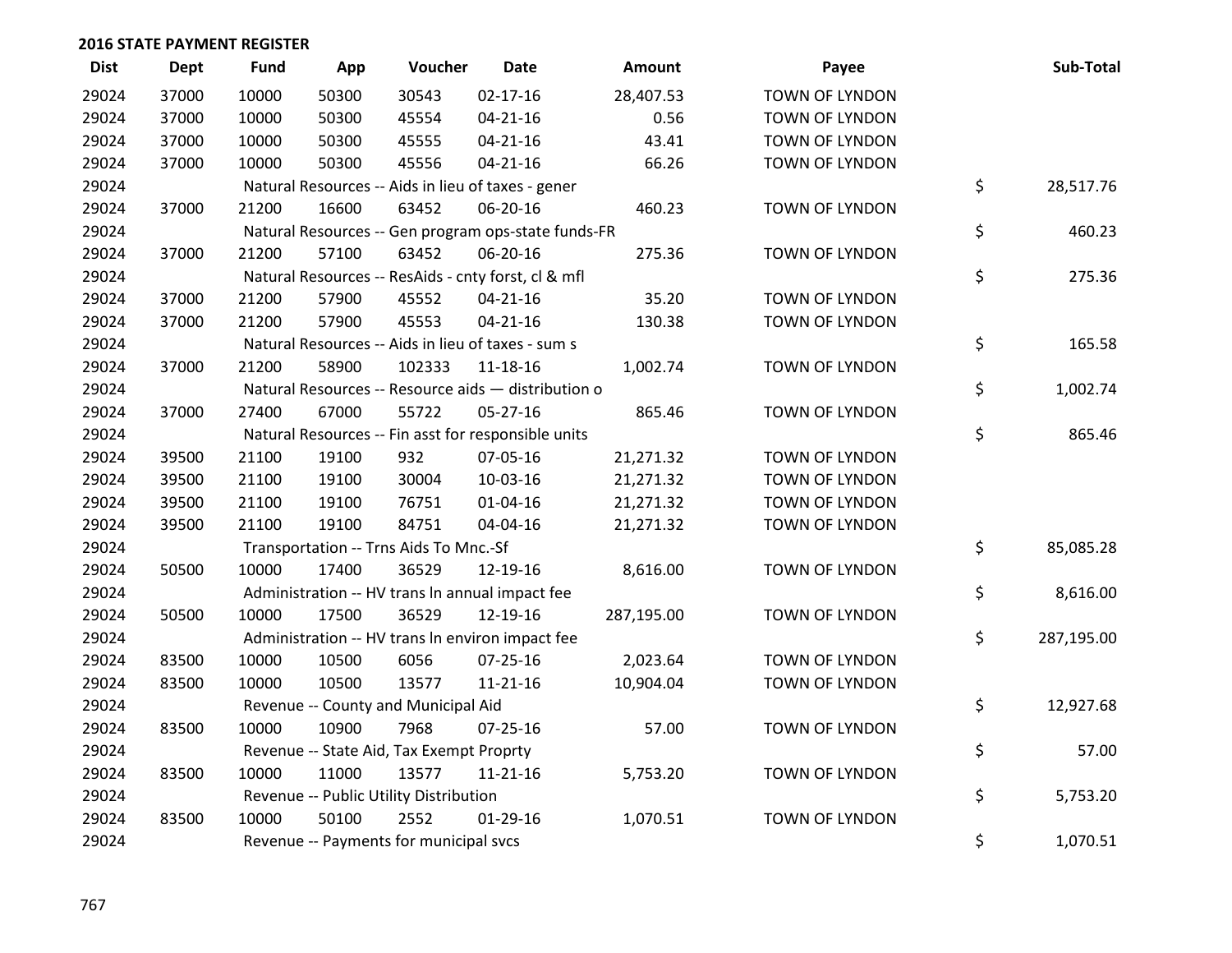## 2016 STATE PAYMENT REGISTER

| Dist | Dept | Fund | App | Voucher | Date | Amount | Payee | Sub-Total |
|---|---|---|---|---|---|---|---|---|
| 29024 | 37000 | 10000 | 50300 | 30543 | 02-17-16 | 28,407.53 | TOWN OF LYNDON | |
| 29024 | 37000 | 10000 | 50300 | 45554 | 04-21-16 | 0.56 | TOWN OF LYNDON | |
| 29024 | 37000 | 10000 | 50300 | 45555 | 04-21-16 | 43.41 | TOWN OF LYNDON | |
| 29024 | 37000 | 10000 | 50300 | 45556 | 04-21-16 | 66.26 | TOWN OF LYNDON | |
| 29024 | | Natural Resources -- Aids in lieu of taxes - gener | | | | | | $ 28,517.76 |
| 29024 | 37000 | 21200 | 16600 | 63452 | 06-20-16 | 460.23 | TOWN OF LYNDON | |
| 29024 | | Natural Resources -- Gen program ops-state funds-FR | | | | | | $ 460.23 |
| 29024 | 37000 | 21200 | 57100 | 63452 | 06-20-16 | 275.36 | TOWN OF LYNDON | |
| 29024 | | Natural Resources -- ResAids - cnty forst, cl & mfl | | | | | | $ 275.36 |
| 29024 | 37000 | 21200 | 57900 | 45552 | 04-21-16 | 35.20 | TOWN OF LYNDON | |
| 29024 | 37000 | 21200 | 57900 | 45553 | 04-21-16 | 130.38 | TOWN OF LYNDON | |
| 29024 | | Natural Resources -- Aids in lieu of taxes - sum s | | | | | | $ 165.58 |
| 29024 | 37000 | 21200 | 58900 | 102333 | 11-18-16 | 1,002.74 | TOWN OF LYNDON | |
| 29024 | | Natural Resources -- Resource aids — distribution o | | | | | | $ 1,002.74 |
| 29024 | 37000 | 27400 | 67000 | 55722 | 05-27-16 | 865.46 | TOWN OF LYNDON | |
| 29024 | | Natural Resources -- Fin asst for responsible units | | | | | | $ 865.46 |
| 29024 | 39500 | 21100 | 19100 | 932 | 07-05-16 | 21,271.32 | TOWN OF LYNDON | |
| 29024 | 39500 | 21100 | 19100 | 30004 | 10-03-16 | 21,271.32 | TOWN OF LYNDON | |
| 29024 | 39500 | 21100 | 19100 | 76751 | 01-04-16 | 21,271.32 | TOWN OF LYNDON | |
| 29024 | 39500 | 21100 | 19100 | 84751 | 04-04-16 | 21,271.32 | TOWN OF LYNDON | |
| 29024 | | Transportation -- Trns Aids To Mnc.-Sf | | | | | | $ 85,085.28 |
| 29024 | 50500 | 10000 | 17400 | 36529 | 12-19-16 | 8,616.00 | TOWN OF LYNDON | |
| 29024 | | Administration -- HV trans ln annual impact fee | | | | | | $ 8,616.00 |
| 29024 | 50500 | 10000 | 17500 | 36529 | 12-19-16 | 287,195.00 | TOWN OF LYNDON | |
| 29024 | | Administration -- HV trans ln environ impact fee | | | | | | $ 287,195.00 |
| 29024 | 83500 | 10000 | 10500 | 6056 | 07-25-16 | 2,023.64 | TOWN OF LYNDON | |
| 29024 | 83500 | 10000 | 10500 | 13577 | 11-21-16 | 10,904.04 | TOWN OF LYNDON | |
| 29024 | | Revenue -- County and Municipal Aid | | | | | | $ 12,927.68 |
| 29024 | 83500 | 10000 | 10900 | 7968 | 07-25-16 | 57.00 | TOWN OF LYNDON | |
| 29024 | | Revenue -- State Aid, Tax Exempt Proprty | | | | | | $ 57.00 |
| 29024 | 83500 | 10000 | 11000 | 13577 | 11-21-16 | 5,753.20 | TOWN OF LYNDON | |
| 29024 | | Revenue -- Public Utility Distribution | | | | | | $ 5,753.20 |
| 29024 | 83500 | 10000 | 50100 | 2552 | 01-29-16 | 1,070.51 | TOWN OF LYNDON | |
| 29024 | | Revenue -- Payments for municipal svcs | | | | | | $ 1,070.51 |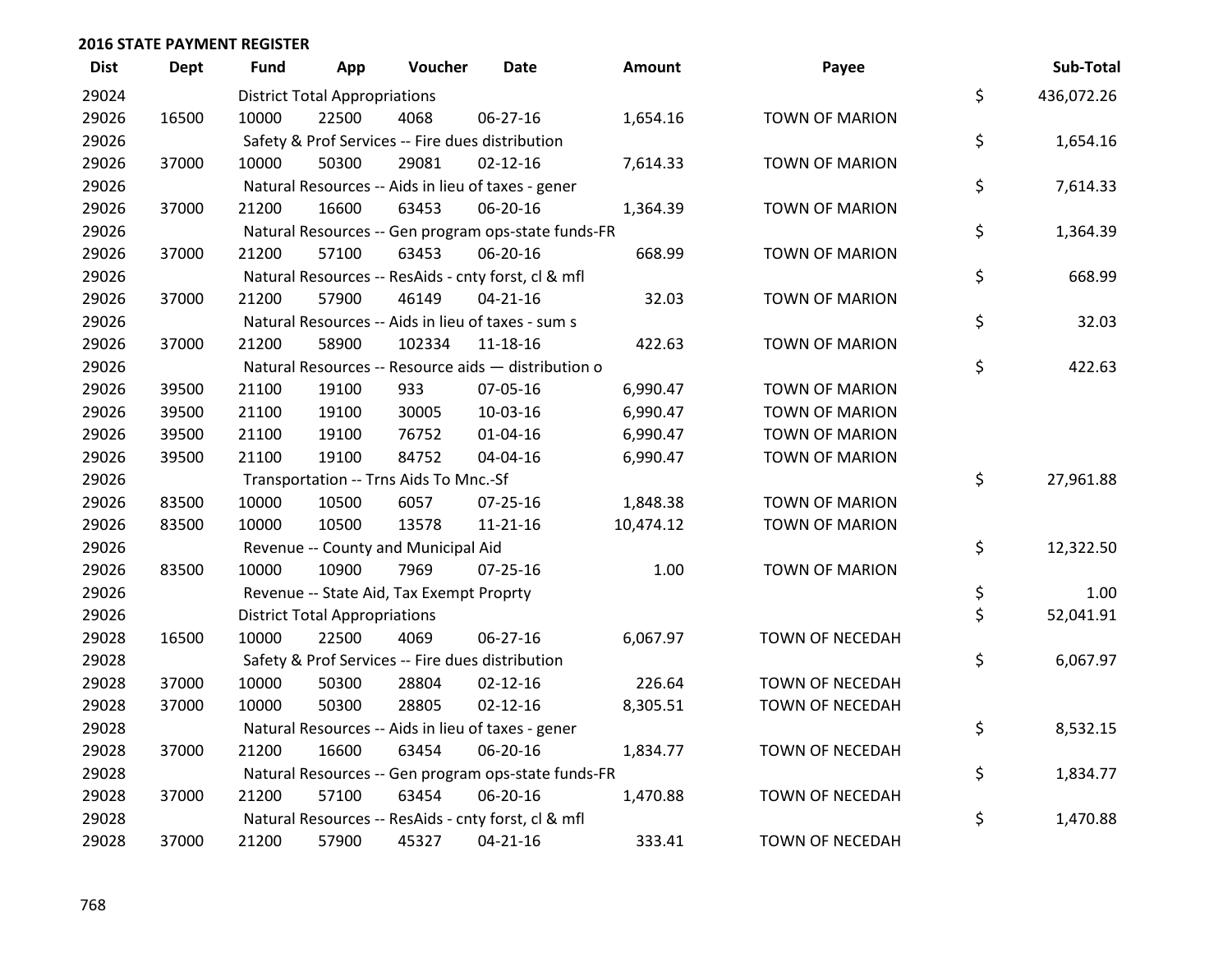**2016 STATE PAYMENT REGISTER**

| Dist | Dept | Fund | App | Voucher | Date | Amount | Payee | | Sub-Total |
|---|---|---|---|---|---|---|---|---|---|
| 29024 | | District Total Appropriations | | | | | | $ | 436,072.26 |
| 29026 | 16500 | 10000 | 22500 | 4068 | 06-27-16 | 1,654.16 | TOWN OF MARION | | |
| 29026 | | Safety & Prof Services -- Fire dues distribution | | | | | | $ | 1,654.16 |
| 29026 | 37000 | 10000 | 50300 | 29081 | 02-12-16 | 7,614.33 | TOWN OF MARION | | |
| 29026 | | Natural Resources -- Aids in lieu of taxes - gener | | | | | | $ | 7,614.33 |
| 29026 | 37000 | 21200 | 16600 | 63453 | 06-20-16 | 1,364.39 | TOWN OF MARION | | |
| 29026 | | Natural Resources -- Gen program ops-state funds-FR | | | | | | $ | 1,364.39 |
| 29026 | 37000 | 21200 | 57100 | 63453 | 06-20-16 | 668.99 | TOWN OF MARION | | |
| 29026 | | Natural Resources -- ResAids - cnty forst, cl & mfl | | | | | | $ | 668.99 |
| 29026 | 37000 | 21200 | 57900 | 46149 | 04-21-16 | 32.03 | TOWN OF MARION | | |
| 29026 | | Natural Resources -- Aids in lieu of taxes - sum s | | | | | | $ | 32.03 |
| 29026 | 37000 | 21200 | 58900 | 102334 | 11-18-16 | 422.63 | TOWN OF MARION | | |
| 29026 | | Natural Resources -- Resource aids — distribution o | | | | | | $ | 422.63 |
| 29026 | 39500 | 21100 | 19100 | 933 | 07-05-16 | 6,990.47 | TOWN OF MARION | | |
| 29026 | 39500 | 21100 | 19100 | 30005 | 10-03-16 | 6,990.47 | TOWN OF MARION | | |
| 29026 | 39500 | 21100 | 19100 | 76752 | 01-04-16 | 6,990.47 | TOWN OF MARION | | |
| 29026 | 39500 | 21100 | 19100 | 84752 | 04-04-16 | 6,990.47 | TOWN OF MARION | | |
| 29026 | | Transportation -- Trns Aids To Mnc.-Sf | | | | | | $ | 27,961.88 |
| 29026 | 83500 | 10000 | 10500 | 6057 | 07-25-16 | 1,848.38 | TOWN OF MARION | | |
| 29026 | 83500 | 10000 | 10500 | 13578 | 11-21-16 | 10,474.12 | TOWN OF MARION | | |
| 29026 | | Revenue -- County and Municipal Aid | | | | | | $ | 12,322.50 |
| 29026 | 83500 | 10000 | 10900 | 7969 | 07-25-16 | 1.00 | TOWN OF MARION | | |
| 29026 | | Revenue -- State Aid, Tax Exempt Proprty | | | | | | $ | 1.00 |
| 29026 | | District Total Appropriations | | | | | | $ | 52,041.91 |
| 29028 | 16500 | 10000 | 22500 | 4069 | 06-27-16 | 6,067.97 | TOWN OF NECEDAH | | |
| 29028 | | Safety & Prof Services -- Fire dues distribution | | | | | | $ | 6,067.97 |
| 29028 | 37000 | 10000 | 50300 | 28804 | 02-12-16 | 226.64 | TOWN OF NECEDAH | | |
| 29028 | 37000 | 10000 | 50300 | 28805 | 02-12-16 | 8,305.51 | TOWN OF NECEDAH | | |
| 29028 | | Natural Resources -- Aids in lieu of taxes - gener | | | | | | $ | 8,532.15 |
| 29028 | 37000 | 21200 | 16600 | 63454 | 06-20-16 | 1,834.77 | TOWN OF NECEDAH | | |
| 29028 | | Natural Resources -- Gen program ops-state funds-FR | | | | | | $ | 1,834.77 |
| 29028 | 37000 | 21200 | 57100 | 63454 | 06-20-16 | 1,470.88 | TOWN OF NECEDAH | | |
| 29028 | | Natural Resources -- ResAids - cnty forst, cl & mfl | | | | | | $ | 1,470.88 |
| 29028 | 37000 | 21200 | 57900 | 45327 | 04-21-16 | 333.41 | TOWN OF NECEDAH | | |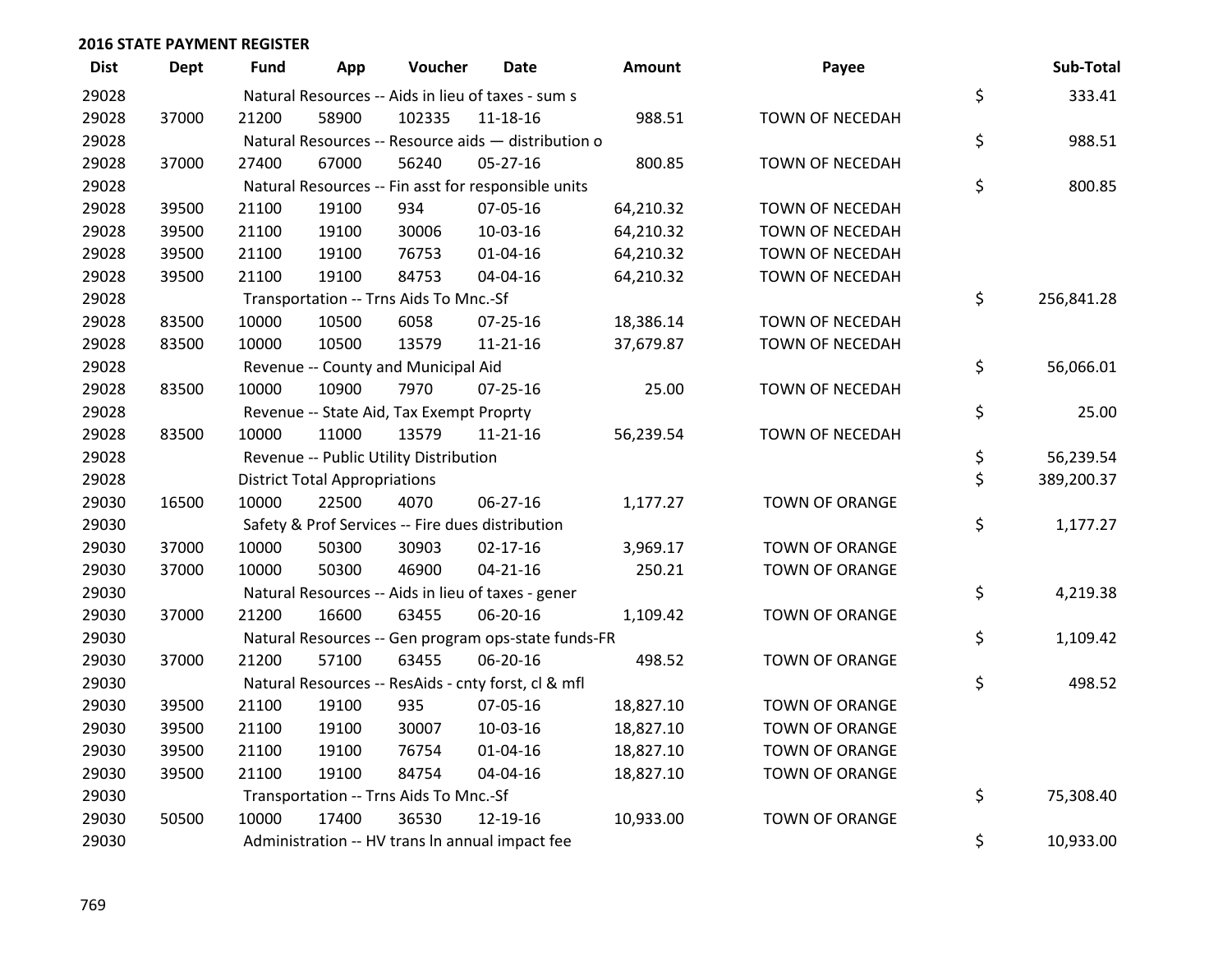## 2016 STATE PAYMENT REGISTER

| Dist | Dept | Fund | App | Voucher | Date | Amount | Payee | | Sub-Total |
|---|---|---|---|---|---|---|---|---|---|
| 29028 | | Natural Resources -- Aids in lieu of taxes - sum s | | | | | | $ | 333.41 |
| 29028 | 37000 | 21200 | 58900 | 102335 | 11-18-16 | 988.51 | TOWN OF NECEDAH | | |
| 29028 | | Natural Resources -- Resource aids — distribution o | | | | | | $ | 988.51 |
| 29028 | 37000 | 27400 | 67000 | 56240 | 05-27-16 | 800.85 | TOWN OF NECEDAH | | |
| 29028 | | Natural Resources -- Fin asst for responsible units | | | | | | $ | 800.85 |
| 29028 | 39500 | 21100 | 19100 | 934 | 07-05-16 | 64,210.32 | TOWN OF NECEDAH | | |
| 29028 | 39500 | 21100 | 19100 | 30006 | 10-03-16 | 64,210.32 | TOWN OF NECEDAH | | |
| 29028 | 39500 | 21100 | 19100 | 76753 | 01-04-16 | 64,210.32 | TOWN OF NECEDAH | | |
| 29028 | 39500 | 21100 | 19100 | 84753 | 04-04-16 | 64,210.32 | TOWN OF NECEDAH | | |
| 29028 | | Transportation -- Trns Aids To Mnc.-Sf | | | | | | $ | 256,841.28 |
| 29028 | 83500 | 10000 | 10500 | 6058 | 07-25-16 | 18,386.14 | TOWN OF NECEDAH | | |
| 29028 | 83500 | 10000 | 10500 | 13579 | 11-21-16 | 37,679.87 | TOWN OF NECEDAH | | |
| 29028 | | Revenue -- County and Municipal Aid | | | | | | $ | 56,066.01 |
| 29028 | 83500 | 10000 | 10900 | 7970 | 07-25-16 | 25.00 | TOWN OF NECEDAH | | |
| 29028 | | Revenue -- State Aid, Tax Exempt Proprty | | | | | | $ | 25.00 |
| 29028 | 83500 | 10000 | 11000 | 13579 | 11-21-16 | 56,239.54 | TOWN OF NECEDAH | | |
| 29028 | | Revenue -- Public Utility Distribution | | | | | | $ | 56,239.54 |
| 29028 | | District Total Appropriations | | | | | | $ | 389,200.37 |
| 29030 | 16500 | 10000 | 22500 | 4070 | 06-27-16 | 1,177.27 | TOWN OF ORANGE | | |
| 29030 | | Safety & Prof Services -- Fire dues distribution | | | | | | $ | 1,177.27 |
| 29030 | 37000 | 10000 | 50300 | 30903 | 02-17-16 | 3,969.17 | TOWN OF ORANGE | | |
| 29030 | 37000 | 10000 | 50300 | 46900 | 04-21-16 | 250.21 | TOWN OF ORANGE | | |
| 29030 | | Natural Resources -- Aids in lieu of taxes - gener | | | | | | $ | 4,219.38 |
| 29030 | 37000 | 21200 | 16600 | 63455 | 06-20-16 | 1,109.42 | TOWN OF ORANGE | | |
| 29030 | | Natural Resources -- Gen program ops-state funds-FR | | | | | | $ | 1,109.42 |
| 29030 | 37000 | 21200 | 57100 | 63455 | 06-20-16 | 498.52 | TOWN OF ORANGE | | |
| 29030 | | Natural Resources -- ResAids - cnty forst, cl & mfl | | | | | | $ | 498.52 |
| 29030 | 39500 | 21100 | 19100 | 935 | 07-05-16 | 18,827.10 | TOWN OF ORANGE | | |
| 29030 | 39500 | 21100 | 19100 | 30007 | 10-03-16 | 18,827.10 | TOWN OF ORANGE | | |
| 29030 | 39500 | 21100 | 19100 | 76754 | 01-04-16 | 18,827.10 | TOWN OF ORANGE | | |
| 29030 | 39500 | 21100 | 19100 | 84754 | 04-04-16 | 18,827.10 | TOWN OF ORANGE | | |
| 29030 | | Transportation -- Trns Aids To Mnc.-Sf | | | | | | $ | 75,308.40 |
| 29030 | 50500 | 10000 | 17400 | 36530 | 12-19-16 | 10,933.00 | TOWN OF ORANGE | | |
| 29030 | | Administration -- HV trans ln annual impact fee | | | | | | $ | 10,933.00 |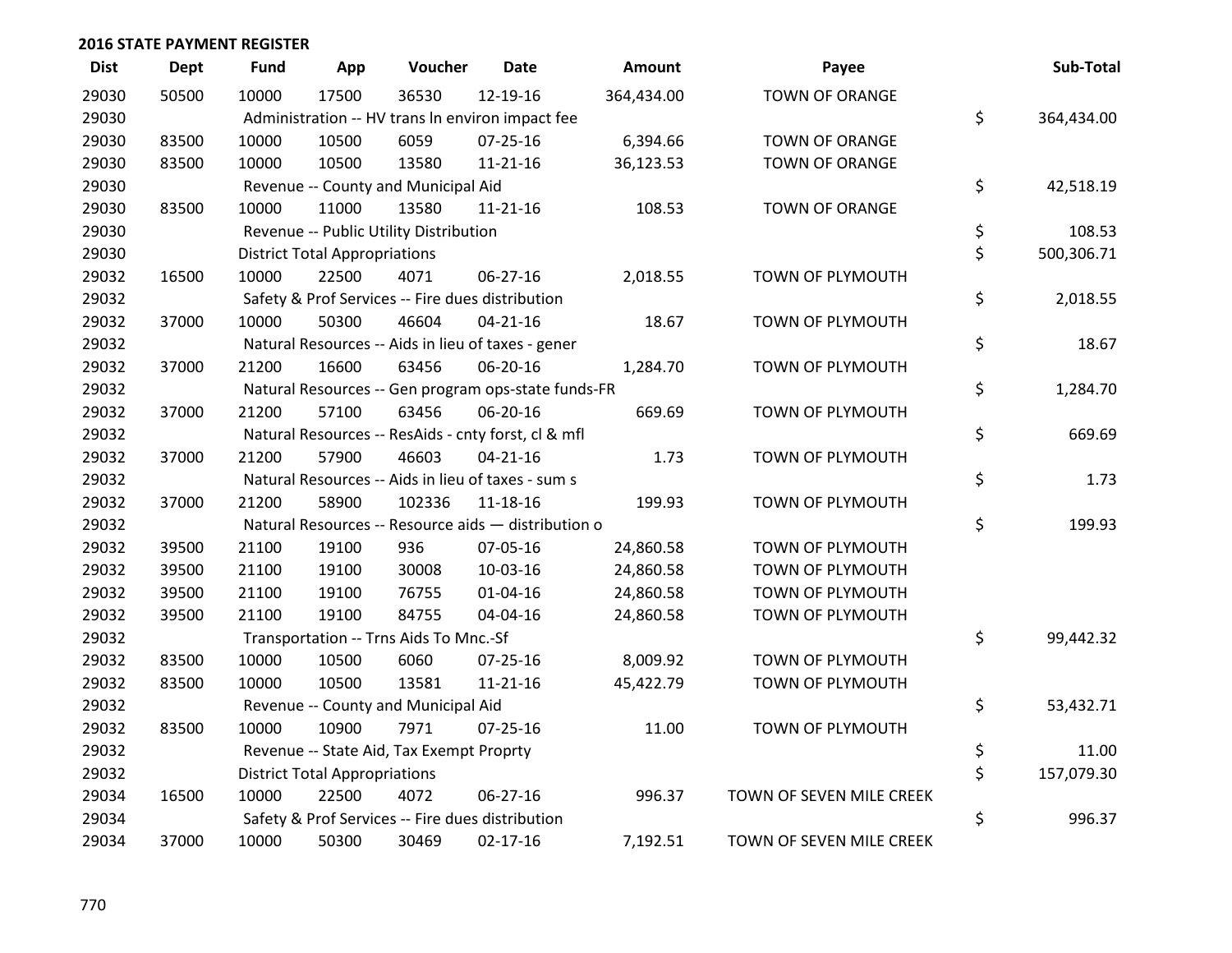## 2016 STATE PAYMENT REGISTER

| Dist | Dept | Fund | App | Voucher | Date | Amount | Payee | Sub-Total |
|---|---|---|---|---|---|---|---|---|
| 29030 | 50500 | 10000 | 17500 | 36530 | 12-19-16 | 364,434.00 | TOWN OF ORANGE | |
| 29030 | | Administration -- HV trans ln environ impact fee | | | | | | $ 364,434.00 |
| 29030 | 83500 | 10000 | 10500 | 6059 | 07-25-16 | 6,394.66 | TOWN OF ORANGE | |
| 29030 | 83500 | 10000 | 10500 | 13580 | 11-21-16 | 36,123.53 | TOWN OF ORANGE | |
| 29030 | | Revenue -- County and Municipal Aid | | | | | | $ 42,518.19 |
| 29030 | 83500 | 10000 | 11000 | 13580 | 11-21-16 | 108.53 | TOWN OF ORANGE | |
| 29030 | | Revenue -- Public Utility Distribution | | | | | | $ 108.53 |
| 29030 | | District Total Appropriations | | | | | | $ 500,306.71 |
| 29032 | 16500 | 10000 | 22500 | 4071 | 06-27-16 | 2,018.55 | TOWN OF PLYMOUTH | |
| 29032 | | Safety & Prof Services -- Fire dues distribution | | | | | | $ 2,018.55 |
| 29032 | 37000 | 10000 | 50300 | 46604 | 04-21-16 | 18.67 | TOWN OF PLYMOUTH | |
| 29032 | | Natural Resources -- Aids in lieu of taxes - gener | | | | | | $ 18.67 |
| 29032 | 37000 | 21200 | 16600 | 63456 | 06-20-16 | 1,284.70 | TOWN OF PLYMOUTH | |
| 29032 | | Natural Resources -- Gen program ops-state funds-FR | | | | | | $ 1,284.70 |
| 29032 | 37000 | 21200 | 57100 | 63456 | 06-20-16 | 669.69 | TOWN OF PLYMOUTH | |
| 29032 | | Natural Resources -- ResAids - cnty forst, cl & mfl | | | | | | $ 669.69 |
| 29032 | 37000 | 21200 | 57900 | 46603 | 04-21-16 | 1.73 | TOWN OF PLYMOUTH | |
| 29032 | | Natural Resources -- Aids in lieu of taxes - sum s | | | | | | $ 1.73 |
| 29032 | 37000 | 21200 | 58900 | 102336 | 11-18-16 | 199.93 | TOWN OF PLYMOUTH | |
| 29032 | | Natural Resources -- Resource aids — distribution o | | | | | | $ 199.93 |
| 29032 | 39500 | 21100 | 19100 | 936 | 07-05-16 | 24,860.58 | TOWN OF PLYMOUTH | |
| 29032 | 39500 | 21100 | 19100 | 30008 | 10-03-16 | 24,860.58 | TOWN OF PLYMOUTH | |
| 29032 | 39500 | 21100 | 19100 | 76755 | 01-04-16 | 24,860.58 | TOWN OF PLYMOUTH | |
| 29032 | 39500 | 21100 | 19100 | 84755 | 04-04-16 | 24,860.58 | TOWN OF PLYMOUTH | |
| 29032 | | Transportation -- Trns Aids To Mnc.-Sf | | | | | | $ 99,442.32 |
| 29032 | 83500 | 10000 | 10500 | 6060 | 07-25-16 | 8,009.92 | TOWN OF PLYMOUTH | |
| 29032 | 83500 | 10000 | 10500 | 13581 | 11-21-16 | 45,422.79 | TOWN OF PLYMOUTH | |
| 29032 | | Revenue -- County and Municipal Aid | | | | | | $ 53,432.71 |
| 29032 | 83500 | 10000 | 10900 | 7971 | 07-25-16 | 11.00 | TOWN OF PLYMOUTH | |
| 29032 | | Revenue -- State Aid, Tax Exempt Proprty | | | | | | $ 11.00 |
| 29032 | | District Total Appropriations | | | | | | $ 157,079.30 |
| 29034 | 16500 | 10000 | 22500 | 4072 | 06-27-16 | 996.37 | TOWN OF SEVEN MILE CREEK | |
| 29034 | | Safety & Prof Services -- Fire dues distribution | | | | | | $ 996.37 |
| 29034 | 37000 | 10000 | 50300 | 30469 | 02-17-16 | 7,192.51 | TOWN OF SEVEN MILE CREEK | |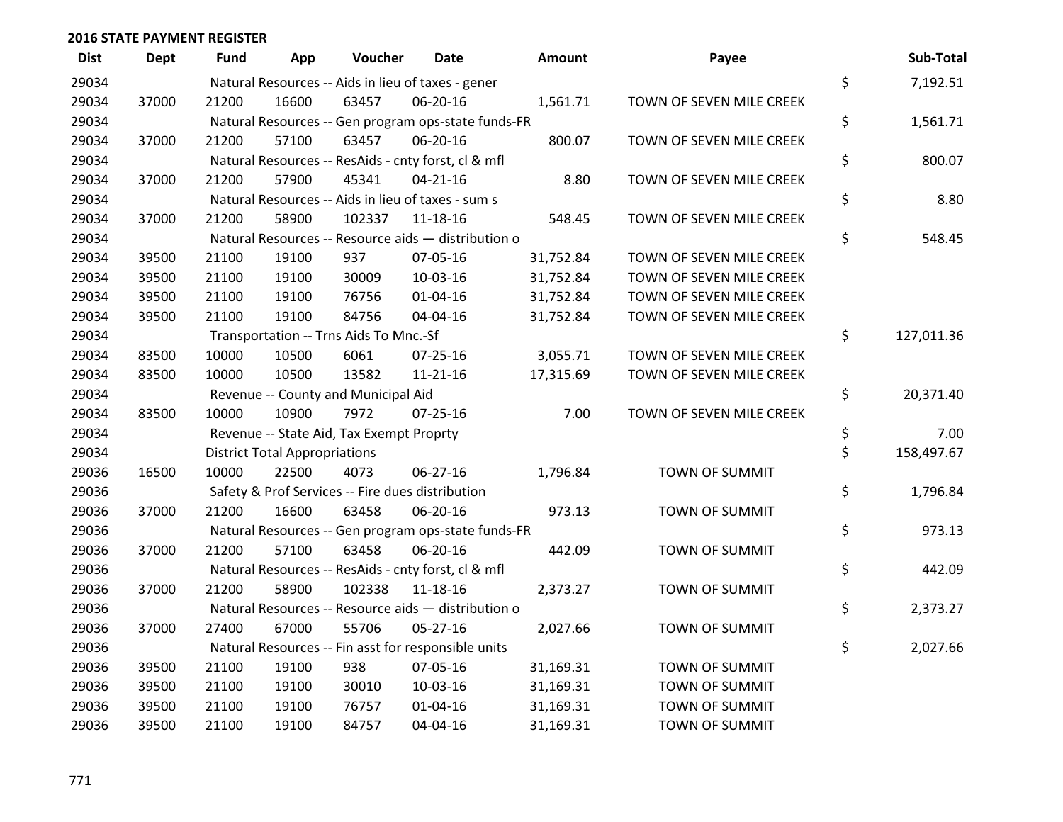## 2016 STATE PAYMENT REGISTER

| Dist | Dept | Fund | App | Voucher | Date | Amount | Payee | Sub-Total |
|---|---|---|---|---|---|---|---|---|
| 29034 | | Natural Resources -- Aids in lieu of taxes - gener | | | | | | $ 7,192.51 |
| 29034 | 37000 | 21200 | 16600 | 63457 | 06-20-16 | 1,561.71 | TOWN OF SEVEN MILE CREEK | |
| 29034 | | Natural Resources -- Gen program ops-state funds-FR | | | | | | $ 1,561.71 |
| 29034 | 37000 | 21200 | 57100 | 63457 | 06-20-16 | 800.07 | TOWN OF SEVEN MILE CREEK | |
| 29034 | | Natural Resources -- ResAids - cnty forst, cl & mfl | | | | | | $ 800.07 |
| 29034 | 37000 | 21200 | 57900 | 45341 | 04-21-16 | 8.80 | TOWN OF SEVEN MILE CREEK | |
| 29034 | | Natural Resources -- Aids in lieu of taxes - sum s | | | | | | $ 8.80 |
| 29034 | 37000 | 21200 | 58900 | 102337 | 11-18-16 | 548.45 | TOWN OF SEVEN MILE CREEK | |
| 29034 | | Natural Resources -- Resource aids — distribution o | | | | | | $ 548.45 |
| 29034 | 39500 | 21100 | 19100 | 937 | 07-05-16 | 31,752.84 | TOWN OF SEVEN MILE CREEK | |
| 29034 | 39500 | 21100 | 19100 | 30009 | 10-03-16 | 31,752.84 | TOWN OF SEVEN MILE CREEK | |
| 29034 | 39500 | 21100 | 19100 | 76756 | 01-04-16 | 31,752.84 | TOWN OF SEVEN MILE CREEK | |
| 29034 | 39500 | 21100 | 19100 | 84756 | 04-04-16 | 31,752.84 | TOWN OF SEVEN MILE CREEK | |
| 29034 | | Transportation -- Trns Aids To Mnc.-Sf | | | | | | $ 127,011.36 |
| 29034 | 83500 | 10000 | 10500 | 6061 | 07-25-16 | 3,055.71 | TOWN OF SEVEN MILE CREEK | |
| 29034 | 83500 | 10000 | 10500 | 13582 | 11-21-16 | 17,315.69 | TOWN OF SEVEN MILE CREEK | |
| 29034 | | Revenue -- County and Municipal Aid | | | | | | $ 20,371.40 |
| 29034 | 83500 | 10000 | 10900 | 7972 | 07-25-16 | 7.00 | TOWN OF SEVEN MILE CREEK | |
| 29034 | | Revenue -- State Aid, Tax Exempt Proprty | | | | | | $ 7.00 |
| 29034 | | District Total Appropriations | | | | | | $ 158,497.67 |
| 29036 | 16500 | 10000 | 22500 | 4073 | 06-27-16 | 1,796.84 | TOWN OF SUMMIT | |
| 29036 | | Safety & Prof Services -- Fire dues distribution | | | | | | $ 1,796.84 |
| 29036 | 37000 | 21200 | 16600 | 63458 | 06-20-16 | 973.13 | TOWN OF SUMMIT | |
| 29036 | | Natural Resources -- Gen program ops-state funds-FR | | | | | | $ 973.13 |
| 29036 | 37000 | 21200 | 57100 | 63458 | 06-20-16 | 442.09 | TOWN OF SUMMIT | |
| 29036 | | Natural Resources -- ResAids - cnty forst, cl & mfl | | | | | | $ 442.09 |
| 29036 | 37000 | 21200 | 58900 | 102338 | 11-18-16 | 2,373.27 | TOWN OF SUMMIT | |
| 29036 | | Natural Resources -- Resource aids — distribution o | | | | | | $ 2,373.27 |
| 29036 | 37000 | 27400 | 67000 | 55706 | 05-27-16 | 2,027.66 | TOWN OF SUMMIT | |
| 29036 | | Natural Resources -- Fin asst for responsible units | | | | | | $ 2,027.66 |
| 29036 | 39500 | 21100 | 19100 | 938 | 07-05-16 | 31,169.31 | TOWN OF SUMMIT | |
| 29036 | 39500 | 21100 | 19100 | 30010 | 10-03-16 | 31,169.31 | TOWN OF SUMMIT | |
| 29036 | 39500 | 21100 | 19100 | 76757 | 01-04-16 | 31,169.31 | TOWN OF SUMMIT | |
| 29036 | 39500 | 21100 | 19100 | 84757 | 04-04-16 | 31,169.31 | TOWN OF SUMMIT | |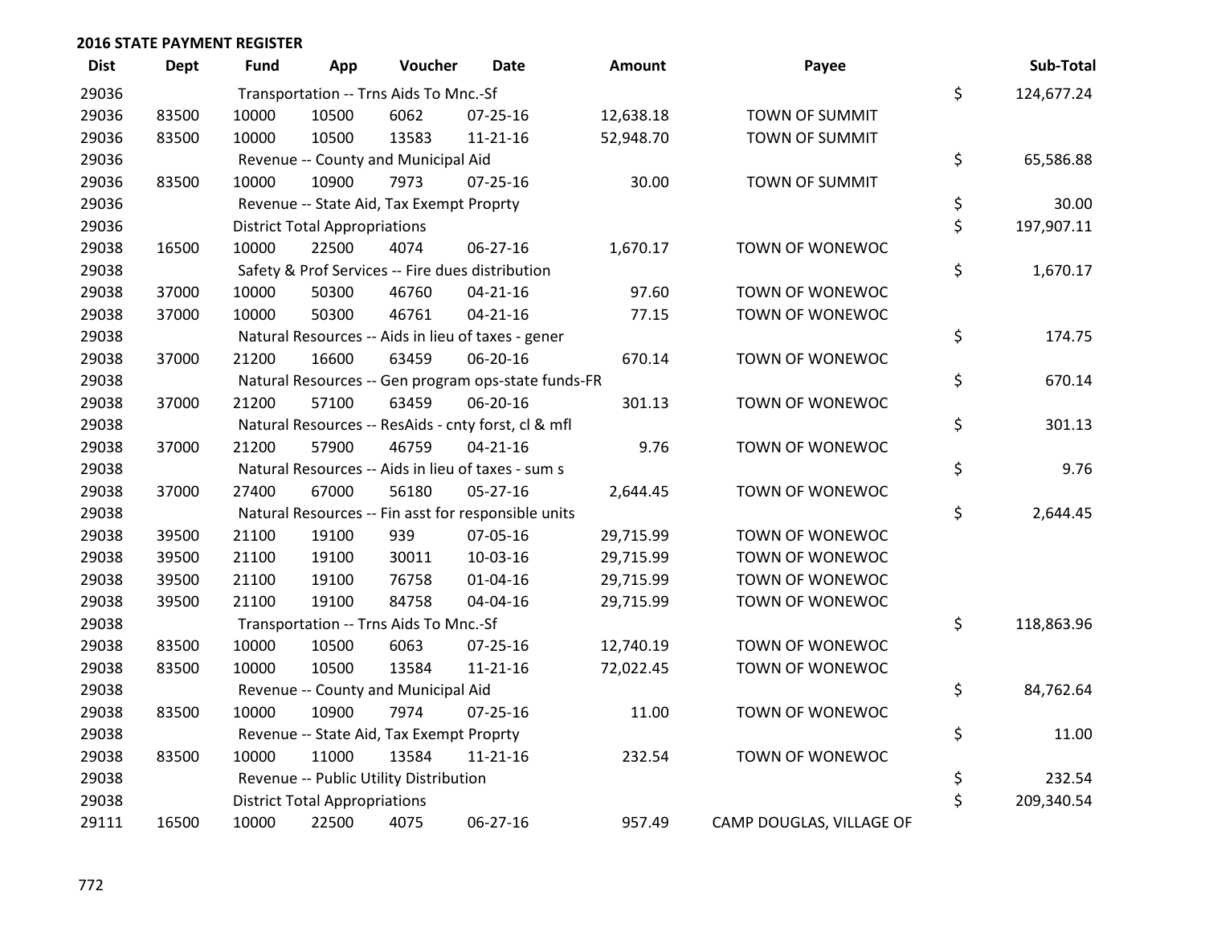**2016 STATE PAYMENT REGISTER**

| Dist | Dept | Fund | App | Voucher | Date | Amount | Payee | | Sub-Total |
|---|---|---|---|---|---|---|---|---|---|
| 29036 | | Transportation -- Trns Aids To Mnc.-Sf | | | | | | $ | 124,677.24 |
| 29036 | 83500 | 10000 | 10500 | 6062 | 07-25-16 | 12,638.18 | TOWN OF SUMMIT | | |
| 29036 | 83500 | 10000 | 10500 | 13583 | 11-21-16 | 52,948.70 | TOWN OF SUMMIT | | |
| 29036 | | Revenue -- County and Municipal Aid | | | | | | $ | 65,586.88 |
| 29036 | 83500 | 10000 | 10900 | 7973 | 07-25-16 | 30.00 | TOWN OF SUMMIT | | |
| 29036 | | Revenue -- State Aid, Tax Exempt Proprty | | | | | | $ | 30.00 |
| 29036 | | District Total Appropriations | | | | | | $ | 197,907.11 |
| 29038 | 16500 | 10000 | 22500 | 4074 | 06-27-16 | 1,670.17 | TOWN OF WONEWOC | | |
| 29038 | | Safety & Prof Services -- Fire dues distribution | | | | | | $ | 1,670.17 |
| 29038 | 37000 | 10000 | 50300 | 46760 | 04-21-16 | 97.60 | TOWN OF WONEWOC | | |
| 29038 | 37000 | 10000 | 50300 | 46761 | 04-21-16 | 77.15 | TOWN OF WONEWOC | | |
| 29038 | | Natural Resources -- Aids in lieu of taxes - gener | | | | | | $ | 174.75 |
| 29038 | 37000 | 21200 | 16600 | 63459 | 06-20-16 | 670.14 | TOWN OF WONEWOC | | |
| 29038 | | Natural Resources -- Gen program ops-state funds-FR | | | | | | $ | 670.14 |
| 29038 | 37000 | 21200 | 57100 | 63459 | 06-20-16 | 301.13 | TOWN OF WONEWOC | | |
| 29038 | | Natural Resources -- ResAids - cnty forst, cl & mfl | | | | | | $ | 301.13 |
| 29038 | 37000 | 21200 | 57900 | 46759 | 04-21-16 | 9.76 | TOWN OF WONEWOC | | |
| 29038 | | Natural Resources -- Aids in lieu of taxes - sum s | | | | | | $ | 9.76 |
| 29038 | 37000 | 27400 | 67000 | 56180 | 05-27-16 | 2,644.45 | TOWN OF WONEWOC | | |
| 29038 | | Natural Resources -- Fin asst for responsible units | | | | | | $ | 2,644.45 |
| 29038 | 39500 | 21100 | 19100 | 939 | 07-05-16 | 29,715.99 | TOWN OF WONEWOC | | |
| 29038 | 39500 | 21100 | 19100 | 30011 | 10-03-16 | 29,715.99 | TOWN OF WONEWOC | | |
| 29038 | 39500 | 21100 | 19100 | 76758 | 01-04-16 | 29,715.99 | TOWN OF WONEWOC | | |
| 29038 | 39500 | 21100 | 19100 | 84758 | 04-04-16 | 29,715.99 | TOWN OF WONEWOC | | |
| 29038 | | Transportation -- Trns Aids To Mnc.-Sf | | | | | | $ | 118,863.96 |
| 29038 | 83500 | 10000 | 10500 | 6063 | 07-25-16 | 12,740.19 | TOWN OF WONEWOC | | |
| 29038 | 83500 | 10000 | 10500 | 13584 | 11-21-16 | 72,022.45 | TOWN OF WONEWOC | | |
| 29038 | | Revenue -- County and Municipal Aid | | | | | | $ | 84,762.64 |
| 29038 | 83500 | 10000 | 10900 | 7974 | 07-25-16 | 11.00 | TOWN OF WONEWOC | | |
| 29038 | | Revenue -- State Aid, Tax Exempt Proprty | | | | | | $ | 11.00 |
| 29038 | 83500 | 10000 | 11000 | 13584 | 11-21-16 | 232.54 | TOWN OF WONEWOC | | |
| 29038 | | Revenue -- Public Utility Distribution | | | | | | $ | 232.54 |
| 29038 | | District Total Appropriations | | | | | | $ | 209,340.54 |
| 29111 | 16500 | 10000 | 22500 | 4075 | 06-27-16 | 957.49 | CAMP DOUGLAS, VILLAGE OF | | |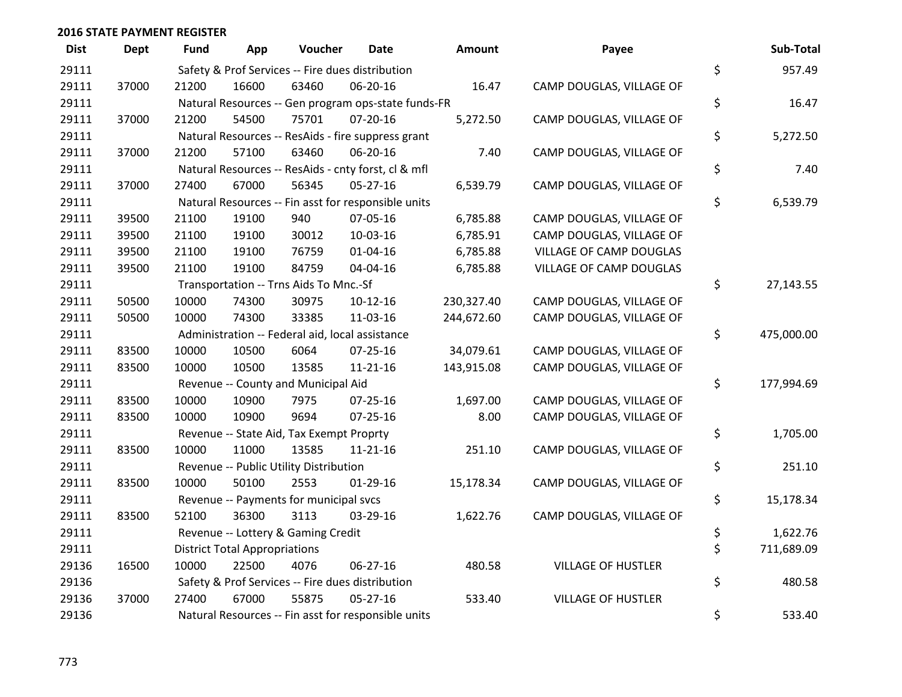## 2016 STATE PAYMENT REGISTER

| Dist | Dept | Fund | App | Voucher | Date | Amount | Payee | | Sub-Total |
|---|---|---|---|---|---|---|---|---|---|
| 29111 | | Safety & Prof Services -- Fire dues distribution | | | | | | $ | 957.49 |
| 29111 | 37000 | 21200 | 16600 | 63460 | 06-20-16 | 16.47 | CAMP DOUGLAS, VILLAGE OF | | |
| 29111 | | Natural Resources -- Gen program ops-state funds-FR | | | | | | $ | 16.47 |
| 29111 | 37000 | 21200 | 54500 | 75701 | 07-20-16 | 5,272.50 | CAMP DOUGLAS, VILLAGE OF | | |
| 29111 | | Natural Resources -- ResAids - fire suppress grant | | | | | | $ | 5,272.50 |
| 29111 | 37000 | 21200 | 57100 | 63460 | 06-20-16 | 7.40 | CAMP DOUGLAS, VILLAGE OF | | |
| 29111 | | Natural Resources -- ResAids - cnty forst, cl & mfl | | | | | | $ | 7.40 |
| 29111 | 37000 | 27400 | 67000 | 56345 | 05-27-16 | 6,539.79 | CAMP DOUGLAS, VILLAGE OF | | |
| 29111 | | Natural Resources -- Fin asst for responsible units | | | | | | $ | 6,539.79 |
| 29111 | 39500 | 21100 | 19100 | 940 | 07-05-16 | 6,785.88 | CAMP DOUGLAS, VILLAGE OF | | |
| 29111 | 39500 | 21100 | 19100 | 30012 | 10-03-16 | 6,785.91 | CAMP DOUGLAS, VILLAGE OF | | |
| 29111 | 39500 | 21100 | 19100 | 76759 | 01-04-16 | 6,785.88 | VILLAGE OF CAMP DOUGLAS | | |
| 29111 | 39500 | 21100 | 19100 | 84759 | 04-04-16 | 6,785.88 | VILLAGE OF CAMP DOUGLAS | | |
| 29111 | | Transportation -- Trns Aids To Mnc.-Sf | | | | | | $ | 27,143.55 |
| 29111 | 50500 | 10000 | 74300 | 30975 | 10-12-16 | 230,327.40 | CAMP DOUGLAS, VILLAGE OF | | |
| 29111 | 50500 | 10000 | 74300 | 33385 | 11-03-16 | 244,672.60 | CAMP DOUGLAS, VILLAGE OF | | |
| 29111 | | Administration -- Federal aid, local assistance | | | | | | $ | 475,000.00 |
| 29111 | 83500 | 10000 | 10500 | 6064 | 07-25-16 | 34,079.61 | CAMP DOUGLAS, VILLAGE OF | | |
| 29111 | 83500 | 10000 | 10500 | 13585 | 11-21-16 | 143,915.08 | CAMP DOUGLAS, VILLAGE OF | | |
| 29111 | | Revenue -- County and Municipal Aid | | | | | | $ | 177,994.69 |
| 29111 | 83500 | 10000 | 10900 | 7975 | 07-25-16 | 1,697.00 | CAMP DOUGLAS, VILLAGE OF | | |
| 29111 | 83500 | 10000 | 10900 | 9694 | 07-25-16 | 8.00 | CAMP DOUGLAS, VILLAGE OF | | |
| 29111 | | Revenue -- State Aid, Tax Exempt Proprty | | | | | | $ | 1,705.00 |
| 29111 | 83500 | 10000 | 11000 | 13585 | 11-21-16 | 251.10 | CAMP DOUGLAS, VILLAGE OF | | |
| 29111 | | Revenue -- Public Utility Distribution | | | | | | $ | 251.10 |
| 29111 | 83500 | 10000 | 50100 | 2553 | 01-29-16 | 15,178.34 | CAMP DOUGLAS, VILLAGE OF | | |
| 29111 | | Revenue -- Payments for municipal svcs | | | | | | $ | 15,178.34 |
| 29111 | 83500 | 52100 | 36300 | 3113 | 03-29-16 | 1,622.76 | CAMP DOUGLAS, VILLAGE OF | | |
| 29111 | | Revenue -- Lottery & Gaming Credit | | | | | | $ | 1,622.76 |
| 29111 | | District Total Appropriations | | | | | | $ | 711,689.09 |
| 29136 | 16500 | 10000 | 22500 | 4076 | 06-27-16 | 480.58 | VILLAGE OF HUSTLER | | |
| 29136 | | Safety & Prof Services -- Fire dues distribution | | | | | | $ | 480.58 |
| 29136 | 37000 | 27400 | 67000 | 55875 | 05-27-16 | 533.40 | VILLAGE OF HUSTLER | | |
| 29136 | | Natural Resources -- Fin asst for responsible units | | | | | | $ | 533.40 |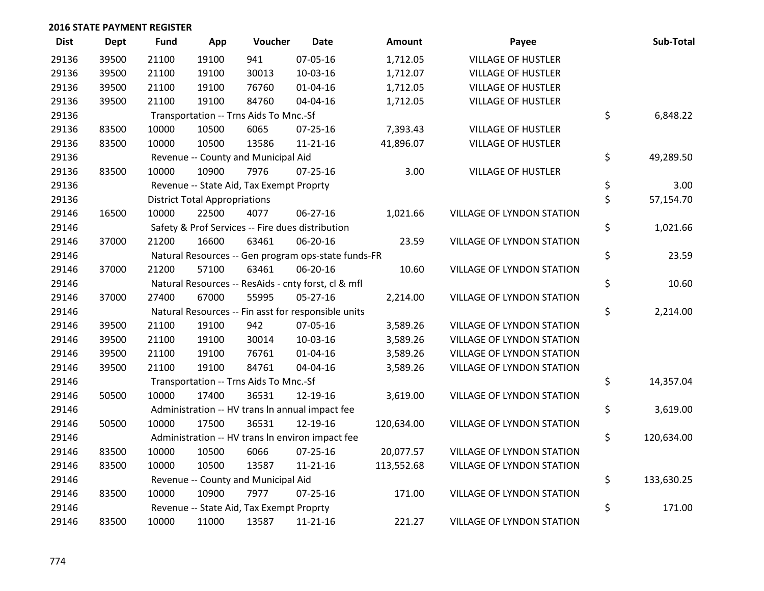## 2016 STATE PAYMENT REGISTER

| Dist | Dept | Fund | App | Voucher | Date | Amount | Payee | Sub-Total |
|---|---|---|---|---|---|---|---|---|
| 29136 | 39500 | 21100 | 19100 | 941 | 07-05-16 | 1,712.05 | VILLAGE OF HUSTLER | |
| 29136 | 39500 | 21100 | 19100 | 30013 | 10-03-16 | 1,712.07 | VILLAGE OF HUSTLER | |
| 29136 | 39500 | 21100 | 19100 | 76760 | 01-04-16 | 1,712.05 | VILLAGE OF HUSTLER | |
| 29136 | 39500 | 21100 | 19100 | 84760 | 04-04-16 | 1,712.05 | VILLAGE OF HUSTLER | |
| 29136 | | Transportation -- Trns Aids To Mnc.-Sf | | | | | | $ 6,848.22 |
| 29136 | 83500 | 10000 | 10500 | 6065 | 07-25-16 | 7,393.43 | VILLAGE OF HUSTLER | |
| 29136 | 83500 | 10000 | 10500 | 13586 | 11-21-16 | 41,896.07 | VILLAGE OF HUSTLER | |
| 29136 | | Revenue -- County and Municipal Aid | | | | | | $ 49,289.50 |
| 29136 | 83500 | 10000 | 10900 | 7976 | 07-25-16 | 3.00 | VILLAGE OF HUSTLER | |
| 29136 | | Revenue -- State Aid, Tax Exempt Proprty | | | | | | $ 3.00 |
| 29136 | | District Total Appropriations | | | | | | $ 57,154.70 |
| 29146 | 16500 | 10000 | 22500 | 4077 | 06-27-16 | 1,021.66 | VILLAGE OF LYNDON STATION | |
| 29146 | | Safety & Prof Services -- Fire dues distribution | | | | | | $ 1,021.66 |
| 29146 | 37000 | 21200 | 16600 | 63461 | 06-20-16 | 23.59 | VILLAGE OF LYNDON STATION | |
| 29146 | | Natural Resources -- Gen program ops-state funds-FR | | | | | | $ 23.59 |
| 29146 | 37000 | 21200 | 57100 | 63461 | 06-20-16 | 10.60 | VILLAGE OF LYNDON STATION | |
| 29146 | | Natural Resources -- ResAids - cnty forst, cl & mfl | | | | | | $ 10.60 |
| 29146 | 37000 | 27400 | 67000 | 55995 | 05-27-16 | 2,214.00 | VILLAGE OF LYNDON STATION | |
| 29146 | | Natural Resources -- Fin asst for responsible units | | | | | | $ 2,214.00 |
| 29146 | 39500 | 21100 | 19100 | 942 | 07-05-16 | 3,589.26 | VILLAGE OF LYNDON STATION | |
| 29146 | 39500 | 21100 | 19100 | 30014 | 10-03-16 | 3,589.26 | VILLAGE OF LYNDON STATION | |
| 29146 | 39500 | 21100 | 19100 | 76761 | 01-04-16 | 3,589.26 | VILLAGE OF LYNDON STATION | |
| 29146 | 39500 | 21100 | 19100 | 84761 | 04-04-16 | 3,589.26 | VILLAGE OF LYNDON STATION | |
| 29146 | | Transportation -- Trns Aids To Mnc.-Sf | | | | | | $ 14,357.04 |
| 29146 | 50500 | 10000 | 17400 | 36531 | 12-19-16 | 3,619.00 | VILLAGE OF LYNDON STATION | |
| 29146 | | Administration -- HV trans ln annual impact fee | | | | | | $ 3,619.00 |
| 29146 | 50500 | 10000 | 17500 | 36531 | 12-19-16 | 120,634.00 | VILLAGE OF LYNDON STATION | |
| 29146 | | Administration -- HV trans ln environ impact fee | | | | | | $ 120,634.00 |
| 29146 | 83500 | 10000 | 10500 | 6066 | 07-25-16 | 20,077.57 | VILLAGE OF LYNDON STATION | |
| 29146 | 83500 | 10000 | 10500 | 13587 | 11-21-16 | 113,552.68 | VILLAGE OF LYNDON STATION | |
| 29146 | | Revenue -- County and Municipal Aid | | | | | | $ 133,630.25 |
| 29146 | 83500 | 10000 | 10900 | 7977 | 07-25-16 | 171.00 | VILLAGE OF LYNDON STATION | |
| 29146 | | Revenue -- State Aid, Tax Exempt Proprty | | | | | | $ 171.00 |
| 29146 | 83500 | 10000 | 11000 | 13587 | 11-21-16 | 221.27 | VILLAGE OF LYNDON STATION | |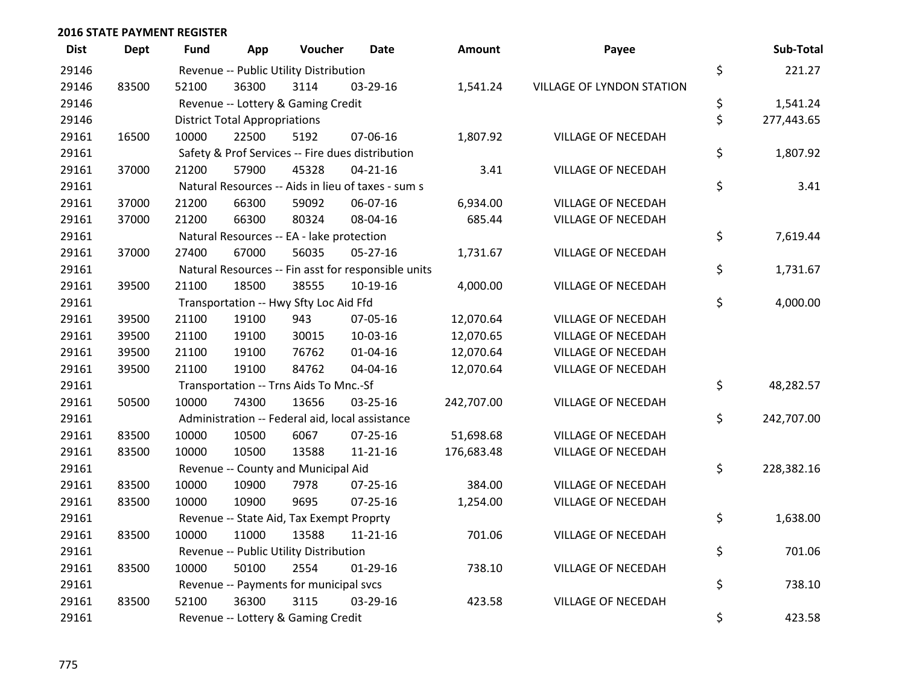## 2016 STATE PAYMENT REGISTER

| Dist | Dept | Fund | App | Voucher | Date | Amount | Payee | Sub-Total |
|---|---|---|---|---|---|---|---|---|
| 29146 | | Revenue -- Public Utility Distribution | | | | | | $ 221.27 |
| 29146 | 83500 | 52100 | 36300 | 3114 | 03-29-16 | 1,541.24 | VILLAGE OF LYNDON STATION | |
| 29146 | | Revenue -- Lottery & Gaming Credit | | | | | | $ 1,541.24 |
| 29146 | | District Total Appropriations | | | | | | $ 277,443.65 |
| 29161 | 16500 | 10000 | 22500 | 5192 | 07-06-16 | 1,807.92 | VILLAGE OF NECEDAH | |
| 29161 | | Safety & Prof Services -- Fire dues distribution | | | | | | $ 1,807.92 |
| 29161 | 37000 | 21200 | 57900 | 45328 | 04-21-16 | 3.41 | VILLAGE OF NECEDAH | |
| 29161 | | Natural Resources -- Aids in lieu of taxes - sum s | | | | | | $ 3.41 |
| 29161 | 37000 | 21200 | 66300 | 59092 | 06-07-16 | 6,934.00 | VILLAGE OF NECEDAH | |
| 29161 | 37000 | 21200 | 66300 | 80324 | 08-04-16 | 685.44 | VILLAGE OF NECEDAH | |
| 29161 | | Natural Resources -- EA - lake protection | | | | | | $ 7,619.44 |
| 29161 | 37000 | 27400 | 67000 | 56035 | 05-27-16 | 1,731.67 | VILLAGE OF NECEDAH | |
| 29161 | | Natural Resources -- Fin asst for responsible units | | | | | | $ 1,731.67 |
| 29161 | 39500 | 21100 | 18500 | 38555 | 10-19-16 | 4,000.00 | VILLAGE OF NECEDAH | |
| 29161 | | Transportation -- Hwy Sfty Loc Aid Ffd | | | | | | $ 4,000.00 |
| 29161 | 39500 | 21100 | 19100 | 943 | 07-05-16 | 12,070.64 | VILLAGE OF NECEDAH | |
| 29161 | 39500 | 21100 | 19100 | 30015 | 10-03-16 | 12,070.65 | VILLAGE OF NECEDAH | |
| 29161 | 39500 | 21100 | 19100 | 76762 | 01-04-16 | 12,070.64 | VILLAGE OF NECEDAH | |
| 29161 | 39500 | 21100 | 19100 | 84762 | 04-04-16 | 12,070.64 | VILLAGE OF NECEDAH | |
| 29161 | | Transportation -- Trns Aids To Mnc.-Sf | | | | | | $ 48,282.57 |
| 29161 | 50500 | 10000 | 74300 | 13656 | 03-25-16 | 242,707.00 | VILLAGE OF NECEDAH | |
| 29161 | | Administration -- Federal aid, local assistance | | | | | | $ 242,707.00 |
| 29161 | 83500 | 10000 | 10500 | 6067 | 07-25-16 | 51,698.68 | VILLAGE OF NECEDAH | |
| 29161 | 83500 | 10000 | 10500 | 13588 | 11-21-16 | 176,683.48 | VILLAGE OF NECEDAH | |
| 29161 | | Revenue -- County and Municipal Aid | | | | | | $ 228,382.16 |
| 29161 | 83500 | 10000 | 10900 | 7978 | 07-25-16 | 384.00 | VILLAGE OF NECEDAH | |
| 29161 | 83500 | 10000 | 10900 | 9695 | 07-25-16 | 1,254.00 | VILLAGE OF NECEDAH | |
| 29161 | | Revenue -- State Aid, Tax Exempt Proprty | | | | | | $ 1,638.00 |
| 29161 | 83500 | 10000 | 11000 | 13588 | 11-21-16 | 701.06 | VILLAGE OF NECEDAH | |
| 29161 | | Revenue -- Public Utility Distribution | | | | | | $ 701.06 |
| 29161 | 83500 | 10000 | 50100 | 2554 | 01-29-16 | 738.10 | VILLAGE OF NECEDAH | |
| 29161 | | Revenue -- Payments for municipal svcs | | | | | | $ 738.10 |
| 29161 | 83500 | 52100 | 36300 | 3115 | 03-29-16 | 423.58 | VILLAGE OF NECEDAH | |
| 29161 | | Revenue -- Lottery & Gaming Credit | | | | | | $ 423.58 |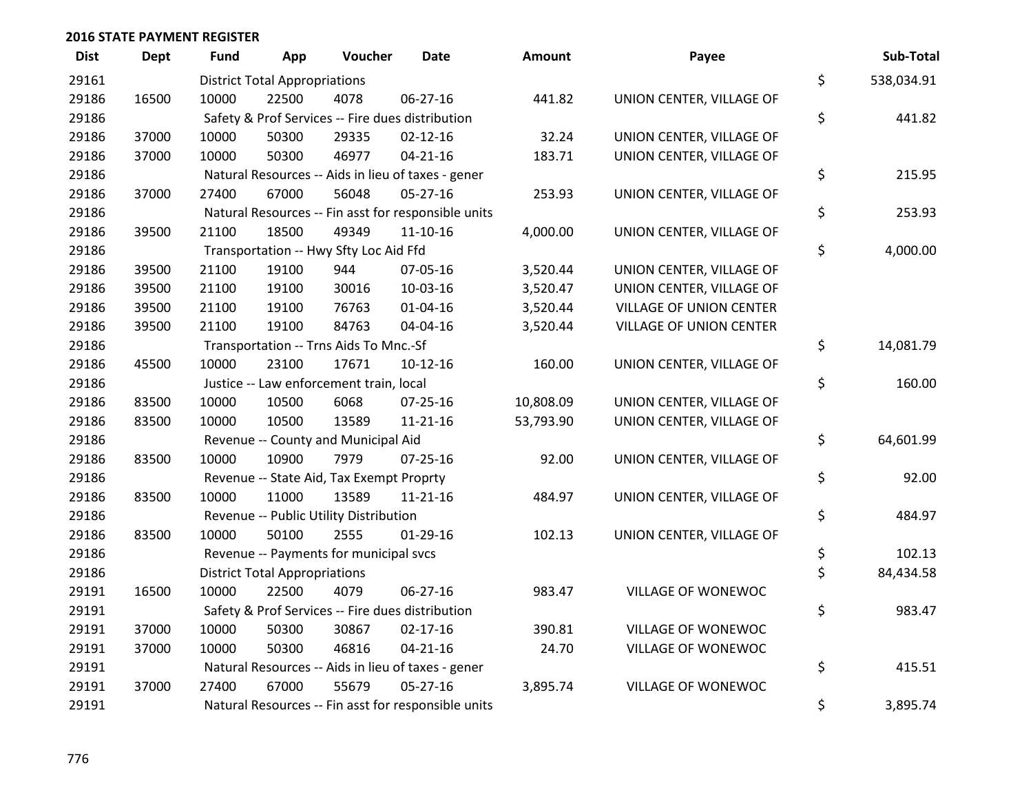**2016 STATE PAYMENT REGISTER**

| Dist | Dept | Fund | App | Voucher | Date | Amount | Payee | | Sub-Total |
|---|---|---|---|---|---|---|---|---|---|
| 29161 | | District Total Appropriations | | | | | | $ | 538,034.91 |
| 29186 | 16500 | 10000 | 22500 | 4078 | 06-27-16 | 441.82 | UNION CENTER, VILLAGE OF | | |
| 29186 | | Safety & Prof Services -- Fire dues distribution | | | | | | $ | 441.82 |
| 29186 | 37000 | 10000 | 50300 | 29335 | 02-12-16 | 32.24 | UNION CENTER, VILLAGE OF | | |
| 29186 | 37000 | 10000 | 50300 | 46977 | 04-21-16 | 183.71 | UNION CENTER, VILLAGE OF | | |
| 29186 | | Natural Resources -- Aids in lieu of taxes - gener | | | | | | $ | 215.95 |
| 29186 | 37000 | 27400 | 67000 | 56048 | 05-27-16 | 253.93 | UNION CENTER, VILLAGE OF | | |
| 29186 | | Natural Resources -- Fin asst for responsible units | | | | | | $ | 253.93 |
| 29186 | 39500 | 21100 | 18500 | 49349 | 11-10-16 | 4,000.00 | UNION CENTER, VILLAGE OF | | |
| 29186 | | Transportation -- Hwy Sfty Loc Aid Ffd | | | | | | $ | 4,000.00 |
| 29186 | 39500 | 21100 | 19100 | 944 | 07-05-16 | 3,520.44 | UNION CENTER, VILLAGE OF | | |
| 29186 | 39500 | 21100 | 19100 | 30016 | 10-03-16 | 3,520.47 | UNION CENTER, VILLAGE OF | | |
| 29186 | 39500 | 21100 | 19100 | 76763 | 01-04-16 | 3,520.44 | VILLAGE OF UNION CENTER | | |
| 29186 | 39500 | 21100 | 19100 | 84763 | 04-04-16 | 3,520.44 | VILLAGE OF UNION CENTER | | |
| 29186 | | Transportation -- Trns Aids To Mnc.-Sf | | | | | | $ | 14,081.79 |
| 29186 | 45500 | 10000 | 23100 | 17671 | 10-12-16 | 160.00 | UNION CENTER, VILLAGE OF | | |
| 29186 | | Justice -- Law enforcement train, local | | | | | | $ | 160.00 |
| 29186 | 83500 | 10000 | 10500 | 6068 | 07-25-16 | 10,808.09 | UNION CENTER, VILLAGE OF | | |
| 29186 | 83500 | 10000 | 10500 | 13589 | 11-21-16 | 53,793.90 | UNION CENTER, VILLAGE OF | | |
| 29186 | | Revenue -- County and Municipal Aid | | | | | | $ | 64,601.99 |
| 29186 | 83500 | 10000 | 10900 | 7979 | 07-25-16 | 92.00 | UNION CENTER, VILLAGE OF | | |
| 29186 | | Revenue -- State Aid, Tax Exempt Proprty | | | | | | $ | 92.00 |
| 29186 | 83500 | 10000 | 11000 | 13589 | 11-21-16 | 484.97 | UNION CENTER, VILLAGE OF | | |
| 29186 | | Revenue -- Public Utility Distribution | | | | | | $ | 484.97 |
| 29186 | 83500 | 10000 | 50100 | 2555 | 01-29-16 | 102.13 | UNION CENTER, VILLAGE OF | | |
| 29186 | | Revenue -- Payments for municipal svcs | | | | | | $ | 102.13 |
| 29186 | | District Total Appropriations | | | | | | $ | 84,434.58 |
| 29191 | 16500 | 10000 | 22500 | 4079 | 06-27-16 | 983.47 | VILLAGE OF WONEWOC | | |
| 29191 | | Safety & Prof Services -- Fire dues distribution | | | | | | $ | 983.47 |
| 29191 | 37000 | 10000 | 50300 | 30867 | 02-17-16 | 390.81 | VILLAGE OF WONEWOC | | |
| 29191 | 37000 | 10000 | 50300 | 46816 | 04-21-16 | 24.70 | VILLAGE OF WONEWOC | | |
| 29191 | | Natural Resources -- Aids in lieu of taxes - gener | | | | | | $ | 415.51 |
| 29191 | 37000 | 27400 | 67000 | 55679 | 05-27-16 | 3,895.74 | VILLAGE OF WONEWOC | | |
| 29191 | | Natural Resources -- Fin asst for responsible units | | | | | | $ | 3,895.74 |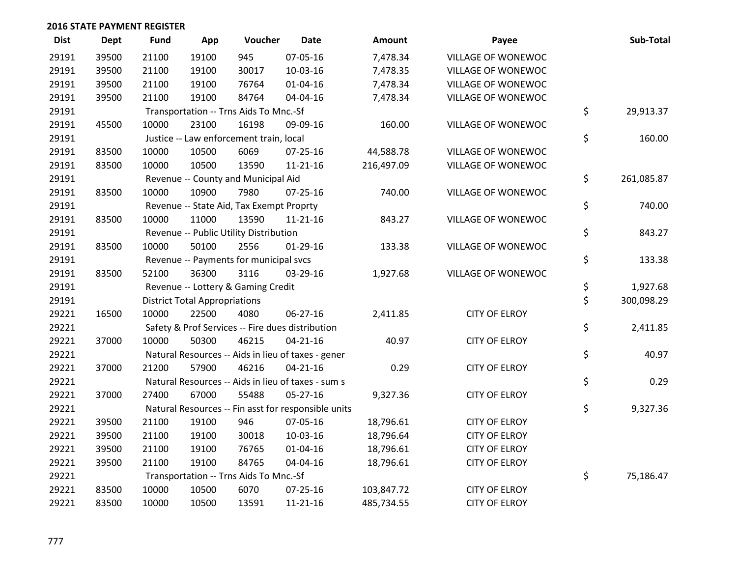## 2016 STATE PAYMENT REGISTER

| Dist | Dept | Fund | App | Voucher | Date | Amount | Payee | Sub-Total |
|---|---|---|---|---|---|---|---|---|
| 29191 | 39500 | 21100 | 19100 | 945 | 07-05-16 | 7,478.34 | VILLAGE OF WONEWOC | |
| 29191 | 39500 | 21100 | 19100 | 30017 | 10-03-16 | 7,478.35 | VILLAGE OF WONEWOC | |
| 29191 | 39500 | 21100 | 19100 | 76764 | 01-04-16 | 7,478.34 | VILLAGE OF WONEWOC | |
| 29191 | 39500 | 21100 | 19100 | 84764 | 04-04-16 | 7,478.34 | VILLAGE OF WONEWOC | |
| 29191 | | Transportation -- Trns Aids To Mnc.-Sf | | | | | | $ 29,913.37 |
| 29191 | 45500 | 10000 | 23100 | 16198 | 09-09-16 | 160.00 | VILLAGE OF WONEWOC | |
| 29191 | | Justice -- Law enforcement train, local | | | | | | $ 160.00 |
| 29191 | 83500 | 10000 | 10500 | 6069 | 07-25-16 | 44,588.78 | VILLAGE OF WONEWOC | |
| 29191 | 83500 | 10000 | 10500 | 13590 | 11-21-16 | 216,497.09 | VILLAGE OF WONEWOC | |
| 29191 | | Revenue -- County and Municipal Aid | | | | | | $ 261,085.87 |
| 29191 | 83500 | 10000 | 10900 | 7980 | 07-25-16 | 740.00 | VILLAGE OF WONEWOC | |
| 29191 | | Revenue -- State Aid, Tax Exempt Proprty | | | | | | $ 740.00 |
| 29191 | 83500 | 10000 | 11000 | 13590 | 11-21-16 | 843.27 | VILLAGE OF WONEWOC | |
| 29191 | | Revenue -- Public Utility Distribution | | | | | | $ 843.27 |
| 29191 | 83500 | 10000 | 50100 | 2556 | 01-29-16 | 133.38 | VILLAGE OF WONEWOC | |
| 29191 | | Revenue -- Payments for municipal svcs | | | | | | $ 133.38 |
| 29191 | 83500 | 52100 | 36300 | 3116 | 03-29-16 | 1,927.68 | VILLAGE OF WONEWOC | |
| 29191 | | Revenue -- Lottery & Gaming Credit | | | | | | $ 1,927.68 |
| 29191 | | District Total Appropriations | | | | | | $ 300,098.29 |
| 29221 | 16500 | 10000 | 22500 | 4080 | 06-27-16 | 2,411.85 | CITY OF ELROY | |
| 29221 | | Safety & Prof Services -- Fire dues distribution | | | | | | $ 2,411.85 |
| 29221 | 37000 | 10000 | 50300 | 46215 | 04-21-16 | 40.97 | CITY OF ELROY | |
| 29221 | | Natural Resources -- Aids in lieu of taxes - gener | | | | | | $ 40.97 |
| 29221 | 37000 | 21200 | 57900 | 46216 | 04-21-16 | 0.29 | CITY OF ELROY | |
| 29221 | | Natural Resources -- Aids in lieu of taxes - sum s | | | | | | $ 0.29 |
| 29221 | 37000 | 27400 | 67000 | 55488 | 05-27-16 | 9,327.36 | CITY OF ELROY | |
| 29221 | | Natural Resources -- Fin asst for responsible units | | | | | | $ 9,327.36 |
| 29221 | 39500 | 21100 | 19100 | 946 | 07-05-16 | 18,796.61 | CITY OF ELROY | |
| 29221 | 39500 | 21100 | 19100 | 30018 | 10-03-16 | 18,796.64 | CITY OF ELROY | |
| 29221 | 39500 | 21100 | 19100 | 76765 | 01-04-16 | 18,796.61 | CITY OF ELROY | |
| 29221 | 39500 | 21100 | 19100 | 84765 | 04-04-16 | 18,796.61 | CITY OF ELROY | |
| 29221 | | Transportation -- Trns Aids To Mnc.-Sf | | | | | | $ 75,186.47 |
| 29221 | 83500 | 10000 | 10500 | 6070 | 07-25-16 | 103,847.72 | CITY OF ELROY | |
| 29221 | 83500 | 10000 | 10500 | 13591 | 11-21-16 | 485,734.55 | CITY OF ELROY | |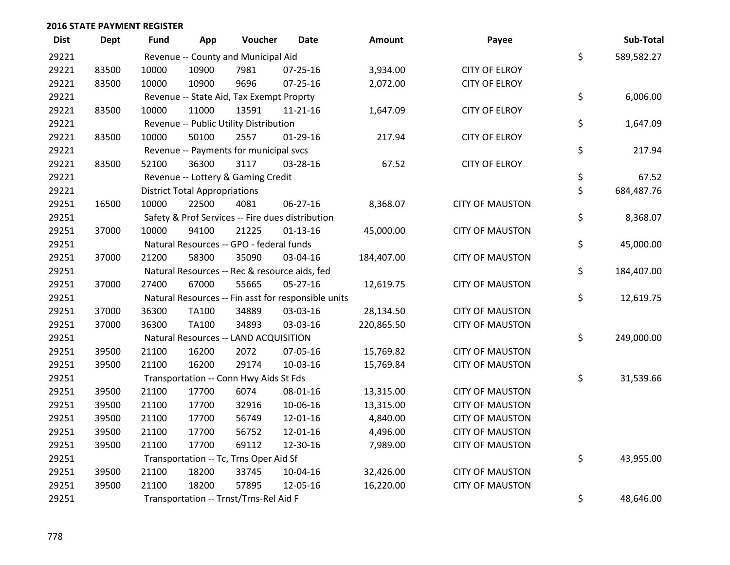## 2016 STATE PAYMENT REGISTER

| Dist | Dept | Fund | App | Voucher | Date | Amount | Payee | Sub-Total |
|---|---|---|---|---|---|---|---|---|
| 29221 | | Revenue -- County and Municipal Aid | | | | | | $ 589,582.27 |
| 29221 | 83500 | 10000 | 10900 | 7981 | 07-25-16 | 3,934.00 | CITY OF ELROY | |
| 29221 | 83500 | 10000 | 10900 | 9696 | 07-25-16 | 2,072.00 | CITY OF ELROY | |
| 29221 | | Revenue -- State Aid, Tax Exempt Proprty | | | | | | $ 6,006.00 |
| 29221 | 83500 | 10000 | 11000 | 13591 | 11-21-16 | 1,647.09 | CITY OF ELROY | |
| 29221 | | Revenue -- Public Utility Distribution | | | | | | $ 1,647.09 |
| 29221 | 83500 | 10000 | 50100 | 2557 | 01-29-16 | 217.94 | CITY OF ELROY | |
| 29221 | | Revenue -- Payments for municipal svcs | | | | | | $ 217.94 |
| 29221 | 83500 | 52100 | 36300 | 3117 | 03-28-16 | 67.52 | CITY OF ELROY | |
| 29221 | | Revenue -- Lottery & Gaming Credit | | | | | | $ 67.52 |
| 29221 | | District Total Appropriations | | | | | | $ 684,487.76 |
| 29251 | 16500 | 10000 | 22500 | 4081 | 06-27-16 | 8,368.07 | CITY OF MAUSTON | |
| 29251 | | Safety & Prof Services -- Fire dues distribution | | | | | | $ 8,368.07 |
| 29251 | 37000 | 10000 | 94100 | 21225 | 01-13-16 | 45,000.00 | CITY OF MAUSTON | |
| 29251 | | Natural Resources -- GPO - federal funds | | | | | | $ 45,000.00 |
| 29251 | 37000 | 21200 | 58300 | 35090 | 03-04-16 | 184,407.00 | CITY OF MAUSTON | |
| 29251 | | Natural Resources -- Rec & resource aids, fed | | | | | | $ 184,407.00 |
| 29251 | 37000 | 27400 | 67000 | 55665 | 05-27-16 | 12,619.75 | CITY OF MAUSTON | |
| 29251 | | Natural Resources -- Fin asst for responsible units | | | | | | $ 12,619.75 |
| 29251 | 37000 | 36300 | TA100 | 34889 | 03-03-16 | 28,134.50 | CITY OF MAUSTON | |
| 29251 | 37000 | 36300 | TA100 | 34893 | 03-03-16 | 220,865.50 | CITY OF MAUSTON | |
| 29251 | | Natural Resources -- LAND ACQUISITION | | | | | | $ 249,000.00 |
| 29251 | 39500 | 21100 | 16200 | 2072 | 07-05-16 | 15,769.82 | CITY OF MAUSTON | |
| 29251 | 39500 | 21100 | 16200 | 29174 | 10-03-16 | 15,769.84 | CITY OF MAUSTON | |
| 29251 | | Transportation -- Conn Hwy Aids St Fds | | | | | | $ 31,539.66 |
| 29251 | 39500 | 21100 | 17700 | 6074 | 08-01-16 | 13,315.00 | CITY OF MAUSTON | |
| 29251 | 39500 | 21100 | 17700 | 32916 | 10-06-16 | 13,315.00 | CITY OF MAUSTON | |
| 29251 | 39500 | 21100 | 17700 | 56749 | 12-01-16 | 4,840.00 | CITY OF MAUSTON | |
| 29251 | 39500 | 21100 | 17700 | 56752 | 12-01-16 | 4,496.00 | CITY OF MAUSTON | |
| 29251 | 39500 | 21100 | 17700 | 69112 | 12-30-16 | 7,989.00 | CITY OF MAUSTON | |
| 29251 | | Transportation -- Tc, Trns Oper Aid Sf | | | | | | $ 43,955.00 |
| 29251 | 39500 | 21100 | 18200 | 33745 | 10-04-16 | 32,426.00 | CITY OF MAUSTON | |
| 29251 | 39500 | 21100 | 18200 | 57895 | 12-05-16 | 16,220.00 | CITY OF MAUSTON | |
| 29251 | | Transportation -- Trnst/Trns-Rel Aid F | | | | | | $ 48,646.00 |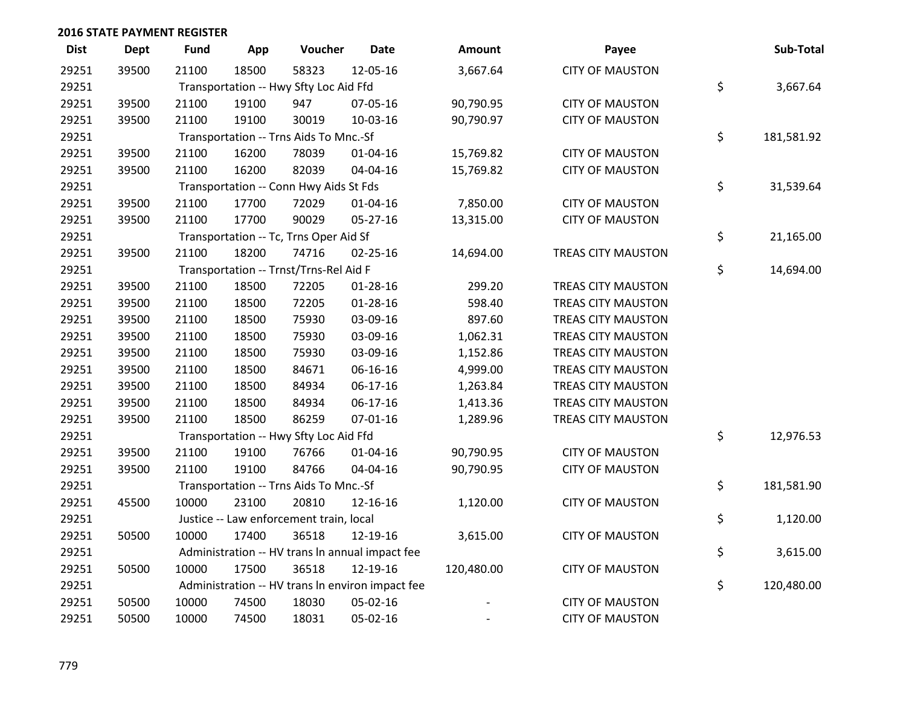## 2016 STATE PAYMENT REGISTER

| Dist | Dept | Fund | App | Voucher | Date | Amount | Payee | Sub-Total |
|---|---|---|---|---|---|---|---|---|
| 29251 | 39500 | 21100 | 18500 | 58323 | 12-05-16 | 3,667.64 | CITY OF MAUSTON | |
| 29251 | | Transportation -- Hwy Sfty Loc Aid Ffd | | | | | | $ 3,667.64 |
| 29251 | 39500 | 21100 | 19100 | 947 | 07-05-16 | 90,790.95 | CITY OF MAUSTON | |
| 29251 | 39500 | 21100 | 19100 | 30019 | 10-03-16 | 90,790.97 | CITY OF MAUSTON | |
| 29251 | | Transportation -- Trns Aids To Mnc.-Sf | | | | | | $ 181,581.92 |
| 29251 | 39500 | 21100 | 16200 | 78039 | 01-04-16 | 15,769.82 | CITY OF MAUSTON | |
| 29251 | 39500 | 21100 | 16200 | 82039 | 04-04-16 | 15,769.82 | CITY OF MAUSTON | |
| 29251 | | Transportation -- Conn Hwy Aids St Fds | | | | | | $ 31,539.64 |
| 29251 | 39500 | 21100 | 17700 | 72029 | 01-04-16 | 7,850.00 | CITY OF MAUSTON | |
| 29251 | 39500 | 21100 | 17700 | 90029 | 05-27-16 | 13,315.00 | CITY OF MAUSTON | |
| 29251 | | Transportation -- Tc, Trns Oper Aid Sf | | | | | | $ 21,165.00 |
| 29251 | 39500 | 21100 | 18200 | 74716 | 02-25-16 | 14,694.00 | TREAS CITY MAUSTON | |
| 29251 | | Transportation -- Trnst/Trns-Rel Aid F | | | | | | $ 14,694.00 |
| 29251 | 39500 | 21100 | 18500 | 72205 | 01-28-16 | 299.20 | TREAS CITY MAUSTON | |
| 29251 | 39500 | 21100 | 18500 | 72205 | 01-28-16 | 598.40 | TREAS CITY MAUSTON | |
| 29251 | 39500 | 21100 | 18500 | 75930 | 03-09-16 | 897.60 | TREAS CITY MAUSTON | |
| 29251 | 39500 | 21100 | 18500 | 75930 | 03-09-16 | 1,062.31 | TREAS CITY MAUSTON | |
| 29251 | 39500 | 21100 | 18500 | 75930 | 03-09-16 | 1,152.86 | TREAS CITY MAUSTON | |
| 29251 | 39500 | 21100 | 18500 | 84671 | 06-16-16 | 4,999.00 | TREAS CITY MAUSTON | |
| 29251 | 39500 | 21100 | 18500 | 84934 | 06-17-16 | 1,263.84 | TREAS CITY MAUSTON | |
| 29251 | 39500 | 21100 | 18500 | 84934 | 06-17-16 | 1,413.36 | TREAS CITY MAUSTON | |
| 29251 | 39500 | 21100 | 18500 | 86259 | 07-01-16 | 1,289.96 | TREAS CITY MAUSTON | |
| 29251 | | Transportation -- Hwy Sfty Loc Aid Ffd | | | | | | $ 12,976.53 |
| 29251 | 39500 | 21100 | 19100 | 76766 | 01-04-16 | 90,790.95 | CITY OF MAUSTON | |
| 29251 | 39500 | 21100 | 19100 | 84766 | 04-04-16 | 90,790.95 | CITY OF MAUSTON | |
| 29251 | | Transportation -- Trns Aids To Mnc.-Sf | | | | | | $ 181,581.90 |
| 29251 | 45500 | 10000 | 23100 | 20810 | 12-16-16 | 1,120.00 | CITY OF MAUSTON | |
| 29251 | | Justice -- Law enforcement train, local | | | | | | $ 1,120.00 |
| 29251 | 50500 | 10000 | 17400 | 36518 | 12-19-16 | 3,615.00 | CITY OF MAUSTON | |
| 29251 | | Administration -- HV trans ln annual impact fee | | | | | | $ 3,615.00 |
| 29251 | 50500 | 10000 | 17500 | 36518 | 12-19-16 | 120,480.00 | CITY OF MAUSTON | |
| 29251 | | Administration -- HV trans ln environ impact fee | | | | | | $ 120,480.00 |
| 29251 | 50500 | 10000 | 74500 | 18030 | 05-02-16 | - | CITY OF MAUSTON | |
| 29251 | 50500 | 10000 | 74500 | 18031 | 05-02-16 | - | CITY OF MAUSTON | |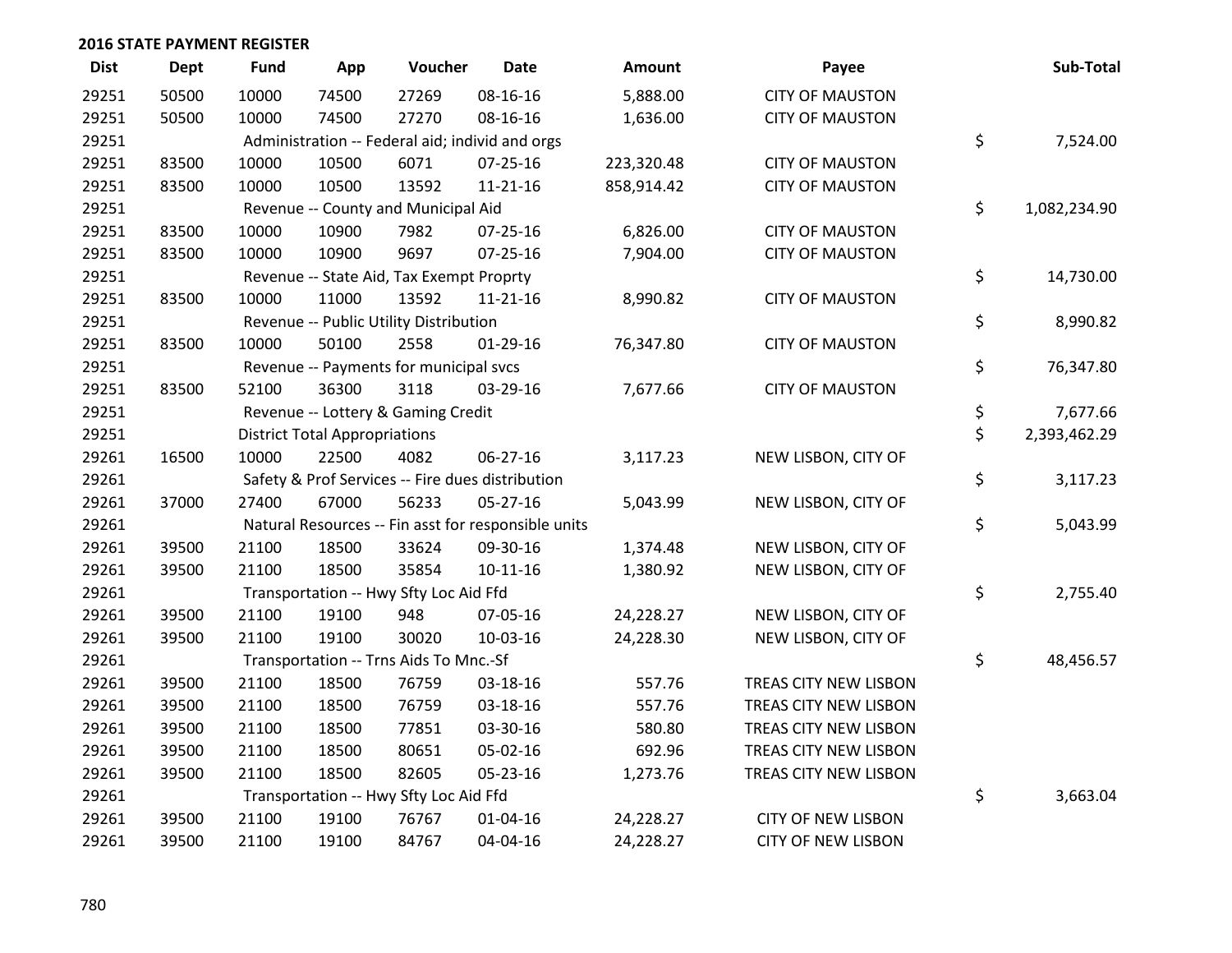## 2016 STATE PAYMENT REGISTER

| Dist | Dept | Fund | App | Voucher | Date | Amount | Payee | Sub-Total |
|---|---|---|---|---|---|---|---|---|
| 29251 | 50500 | 10000 | 74500 | 27269 | 08-16-16 | 5,888.00 | CITY OF MAUSTON | |
| 29251 | 50500 | 10000 | 74500 | 27270 | 08-16-16 | 1,636.00 | CITY OF MAUSTON | |
| 29251 | | Administration -- Federal aid; individ and orgs | | | | | | $ 7,524.00 |
| 29251 | 83500 | 10000 | 10500 | 6071 | 07-25-16 | 223,320.48 | CITY OF MAUSTON | |
| 29251 | 83500 | 10000 | 10500 | 13592 | 11-21-16 | 858,914.42 | CITY OF MAUSTON | |
| 29251 | | Revenue -- County and Municipal Aid | | | | | | $ 1,082,234.90 |
| 29251 | 83500 | 10000 | 10900 | 7982 | 07-25-16 | 6,826.00 | CITY OF MAUSTON | |
| 29251 | 83500 | 10000 | 10900 | 9697 | 07-25-16 | 7,904.00 | CITY OF MAUSTON | |
| 29251 | | Revenue -- State Aid, Tax Exempt Proprty | | | | | | $ 14,730.00 |
| 29251 | 83500 | 10000 | 11000 | 13592 | 11-21-16 | 8,990.82 | CITY OF MAUSTON | |
| 29251 | | Revenue -- Public Utility Distribution | | | | | | $ 8,990.82 |
| 29251 | 83500 | 10000 | 50100 | 2558 | 01-29-16 | 76,347.80 | CITY OF MAUSTON | |
| 29251 | | Revenue -- Payments for municipal svcs | | | | | | $ 76,347.80 |
| 29251 | 83500 | 52100 | 36300 | 3118 | 03-29-16 | 7,677.66 | CITY OF MAUSTON | |
| 29251 | | Revenue -- Lottery & Gaming Credit | | | | | | $ 7,677.66 |
| 29251 | | District Total Appropriations | | | | | | $ 2,393,462.29 |
| 29261 | 16500 | 10000 | 22500 | 4082 | 06-27-16 | 3,117.23 | NEW LISBON, CITY OF | |
| 29261 | | Safety & Prof Services -- Fire dues distribution | | | | | | $ 3,117.23 |
| 29261 | 37000 | 27400 | 67000 | 56233 | 05-27-16 | 5,043.99 | NEW LISBON, CITY OF | |
| 29261 | | Natural Resources -- Fin asst for responsible units | | | | | | $ 5,043.99 |
| 29261 | 39500 | 21100 | 18500 | 33624 | 09-30-16 | 1,374.48 | NEW LISBON, CITY OF | |
| 29261 | 39500 | 21100 | 18500 | 35854 | 10-11-16 | 1,380.92 | NEW LISBON, CITY OF | |
| 29261 | | Transportation -- Hwy Sfty Loc Aid Ffd | | | | | | $ 2,755.40 |
| 29261 | 39500 | 21100 | 19100 | 948 | 07-05-16 | 24,228.27 | NEW LISBON, CITY OF | |
| 29261 | 39500 | 21100 | 19100 | 30020 | 10-03-16 | 24,228.30 | NEW LISBON, CITY OF | |
| 29261 | | Transportation -- Trns Aids To Mnc.-Sf | | | | | | $ 48,456.57 |
| 29261 | 39500 | 21100 | 18500 | 76759 | 03-18-16 | 557.76 | TREAS CITY NEW LISBON | |
| 29261 | 39500 | 21100 | 18500 | 76759 | 03-18-16 | 557.76 | TREAS CITY NEW LISBON | |
| 29261 | 39500 | 21100 | 18500 | 77851 | 03-30-16 | 580.80 | TREAS CITY NEW LISBON | |
| 29261 | 39500 | 21100 | 18500 | 80651 | 05-02-16 | 692.96 | TREAS CITY NEW LISBON | |
| 29261 | 39500 | 21100 | 18500 | 82605 | 05-23-16 | 1,273.76 | TREAS CITY NEW LISBON | |
| 29261 | | Transportation -- Hwy Sfty Loc Aid Ffd | | | | | | $ 3,663.04 |
| 29261 | 39500 | 21100 | 19100 | 76767 | 01-04-16 | 24,228.27 | CITY OF NEW LISBON | |
| 29261 | 39500 | 21100 | 19100 | 84767 | 04-04-16 | 24,228.27 | CITY OF NEW LISBON | |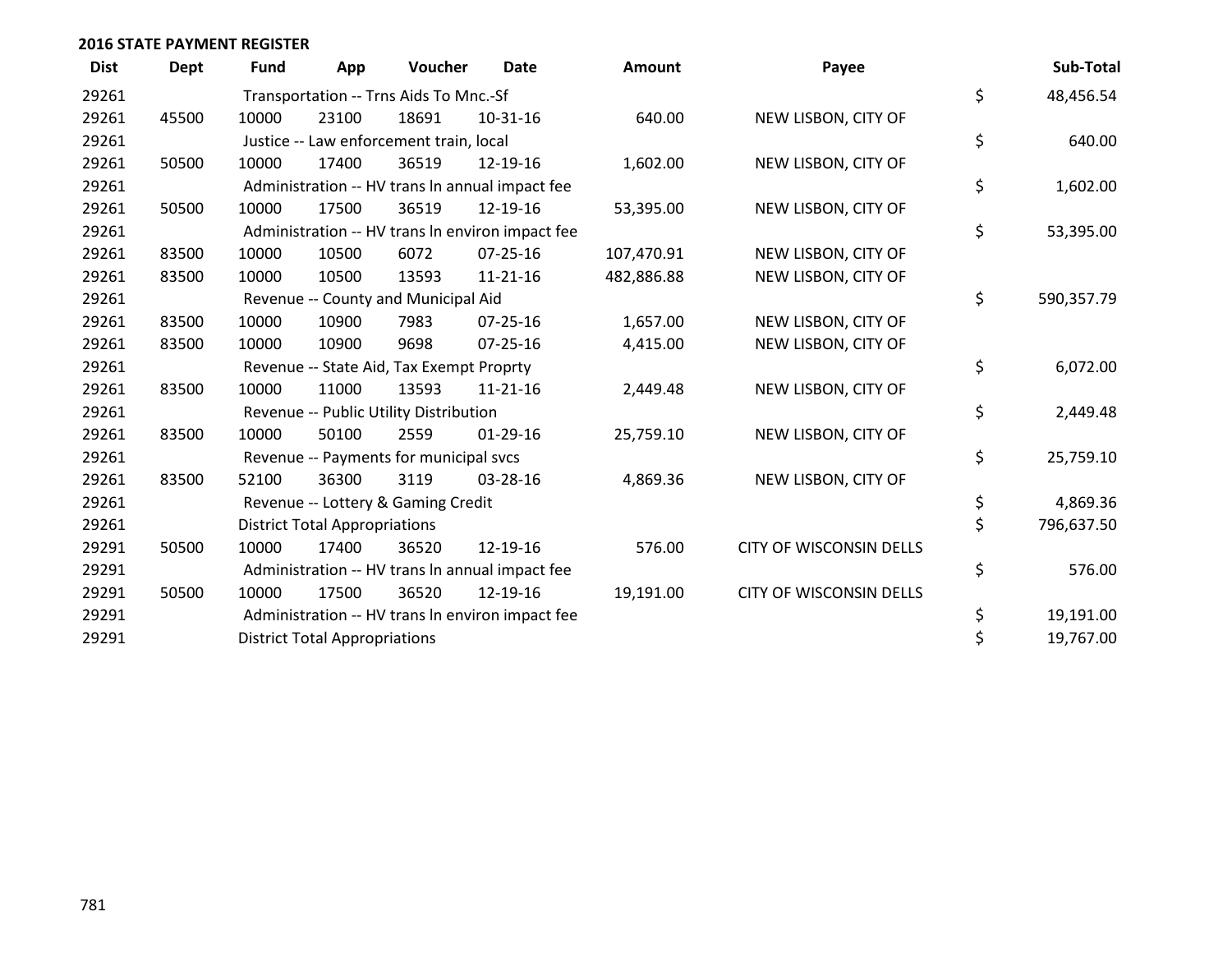## 2016 STATE PAYMENT REGISTER

| Dist | Dept | Fund | App | Voucher | Date | Amount | Payee | | Sub-Total |
|---|---|---|---|---|---|---|---|---|---|
| 29261 | | Transportation -- Trns Aids To Mnc.-Sf | | | | | | $ | 48,456.54 |
| 29261 | 45500 | 10000 | 23100 | 18691 | 10-31-16 | 640.00 | NEW LISBON, CITY OF | | |
| 29261 | | Justice -- Law enforcement train, local | | | | | | $ | 640.00 |
| 29261 | 50500 | 10000 | 17400 | 36519 | 12-19-16 | 1,602.00 | NEW LISBON, CITY OF | | |
| 29261 | | Administration -- HV trans ln annual impact fee | | | | | | $ | 1,602.00 |
| 29261 | 50500 | 10000 | 17500 | 36519 | 12-19-16 | 53,395.00 | NEW LISBON, CITY OF | | |
| 29261 | | Administration -- HV trans ln environ impact fee | | | | | | $ | 53,395.00 |
| 29261 | 83500 | 10000 | 10500 | 6072 | 07-25-16 | 107,470.91 | NEW LISBON, CITY OF | | |
| 29261 | 83500 | 10000 | 10500 | 13593 | 11-21-16 | 482,886.88 | NEW LISBON, CITY OF | | |
| 29261 | | Revenue -- County and Municipal Aid | | | | | | $ | 590,357.79 |
| 29261 | 83500 | 10000 | 10900 | 7983 | 07-25-16 | 1,657.00 | NEW LISBON, CITY OF | | |
| 29261 | 83500 | 10000 | 10900 | 9698 | 07-25-16 | 4,415.00 | NEW LISBON, CITY OF | | |
| 29261 | | Revenue -- State Aid, Tax Exempt Proprty | | | | | | $ | 6,072.00 |
| 29261 | 83500 | 10000 | 11000 | 13593 | 11-21-16 | 2,449.48 | NEW LISBON, CITY OF | | |
| 29261 | | Revenue -- Public Utility Distribution | | | | | | $ | 2,449.48 |
| 29261 | 83500 | 10000 | 50100 | 2559 | 01-29-16 | 25,759.10 | NEW LISBON, CITY OF | | |
| 29261 | | Revenue -- Payments for municipal svcs | | | | | | $ | 25,759.10 |
| 29261 | 83500 | 52100 | 36300 | 3119 | 03-28-16 | 4,869.36 | NEW LISBON, CITY OF | | |
| 29261 | | Revenue -- Lottery & Gaming Credit | | | | | | $ | 4,869.36 |
| 29261 | | District Total Appropriations | | | | | | $ | 796,637.50 |
| 29291 | 50500 | 10000 | 17400 | 36520 | 12-19-16 | 576.00 | CITY OF WISCONSIN DELLS | | |
| 29291 | | Administration -- HV trans ln annual impact fee | | | | | | $ | 576.00 |
| 29291 | 50500 | 10000 | 17500 | 36520 | 12-19-16 | 19,191.00 | CITY OF WISCONSIN DELLS | | |
| 29291 | | Administration -- HV trans ln environ impact fee | | | | | | $ | 19,191.00 |
| 29291 | | District Total Appropriations | | | | | | $ | 19,767.00 |